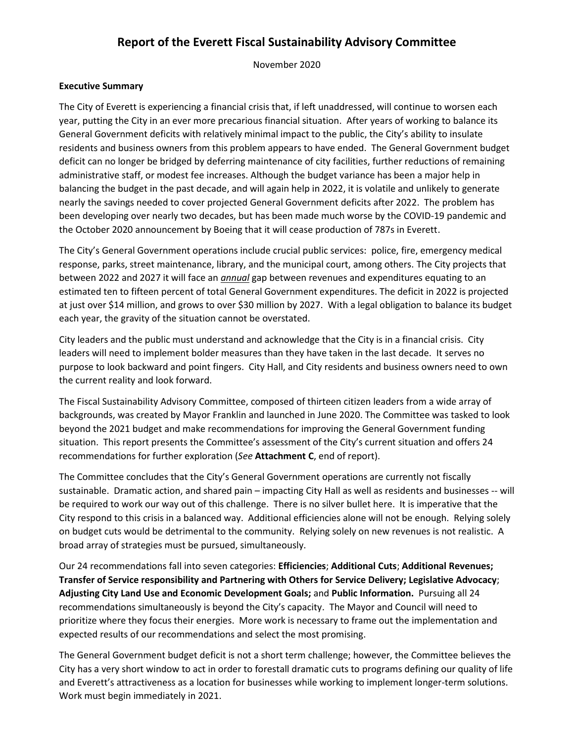# Report of the Everett Fiscal Sustainability Advisory Committee

November 2020

**Executive Summary**

The City of Everett is experiencing a financial crisis that, if left unaddressed, will continue to worsen each year, putting the City in an ever more precarious financial situation. After years of working to balance its General Government deficits with relatively minimal impact to the public, the City's ability to insulate residents and business owners from this problem appears to have ended. The General Government budget deficit can no longer be bridged by deferring maintenance of city facilities, further reductions of remaining administrative staff, or modest fee increases. Although the budget variance has been a major help in balancing the budget in the past decade, and will again help in 2022, it is volatile and unlikely to generate nearly the savings needed to cover projected General Government deficits after 2022. The problem has been developing over nearly two decades, but has been made much worse by the COVID-19 pandemic and the October 2020 announcement by Boeing that it will cease production of 787s in Everett.

The City's General Government operations include crucial public services: police, fire, emergency medical response, parks, street maintenance, library, and the municipal court, among others. The City projects that between 2022 and 2027 it will face an ***annual*** gap between revenues and expenditures equating to an estimated ten to fifteen percent of total General Government expenditures. The deficit in 2022 is projected at just over $14 million, and grows to over $30 million by 2027. With a legal obligation to balance its budget each year, the gravity of the situation cannot be overstated.

City leaders and the public must understand and acknowledge that the City is in a financial crisis. City leaders will need to implement bolder measures than they have taken in the last decade. It serves no purpose to look backward and point fingers. City Hall, and City residents and business owners need to own the current reality and look forward.

The Fiscal Sustainability Advisory Committee, composed of thirteen citizen leaders from a wide array of backgrounds, was created by Mayor Franklin and launched in June 2020. The Committee was tasked to look beyond the 2021 budget and make recommendations for improving the General Government funding situation. This report presents the Committee's assessment of the City's current situation and offers 24 recommendations for further exploration (*See* **Attachment C**, end of report).

The Committee concludes that the City's General Government operations are currently not fiscally sustainable. Dramatic action, and shared pain – impacting City Hall as well as residents and businesses -- will be required to work our way out of this challenge. There is no silver bullet here. It is imperative that the City respond to this crisis in a balanced way. Additional efficiencies alone will not be enough. Relying solely on budget cuts would be detrimental to the community. Relying solely on new revenues is not realistic. A broad array of strategies must be pursued, simultaneously.

Our 24 recommendations fall into seven categories: **Efficiencies**; **Additional Cuts**; **Additional Revenues; Transfer of Service responsibility and Partnering with Others for Service Delivery; Legislative Advocacy**; **Adjusting City Land Use and Economic Development Goals;** and **Public Information.** Pursuing all 24 recommendations simultaneously is beyond the City's capacity. The Mayor and Council will need to prioritize where they focus their energies. More work is necessary to frame out the implementation and expected results of our recommendations and select the most promising.

The General Government budget deficit is not a short term challenge; however, the Committee believes the City has a very short window to act in order to forestall dramatic cuts to programs defining our quality of life and Everett's attractiveness as a location for businesses while working to implement longer-term solutions. Work must begin immediately in 2021.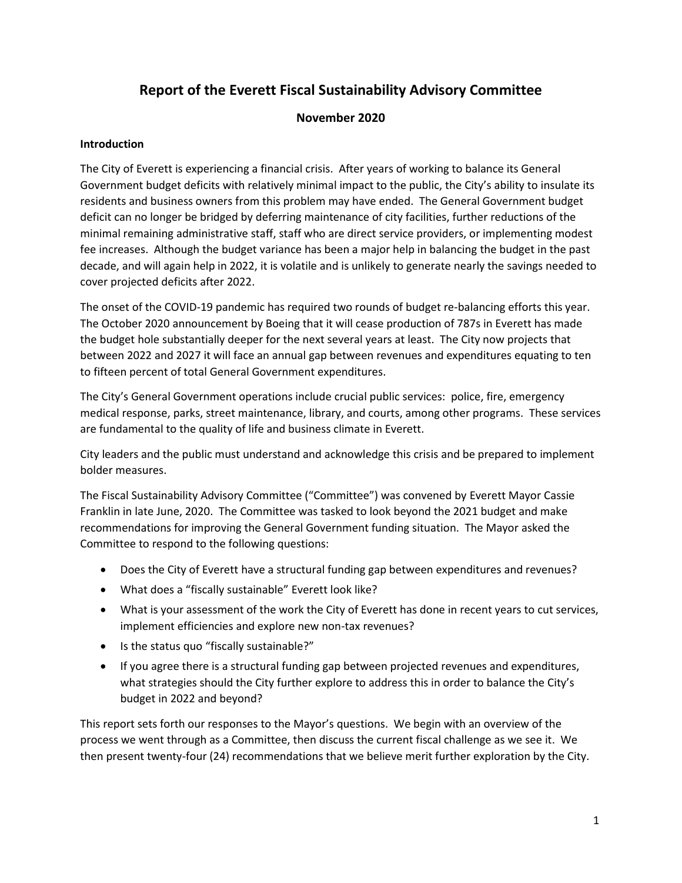# Report of the Everett Fiscal Sustainability Advisory Committee

**November 2020**

**Introduction**

The City of Everett is experiencing a financial crisis. After years of working to balance its General Government budget deficits with relatively minimal impact to the public, the City's ability to insulate its residents and business owners from this problem may have ended. The General Government budget deficit can no longer be bridged by deferring maintenance of city facilities, further reductions of the minimal remaining administrative staff, staff who are direct service providers, or implementing modest fee increases. Although the budget variance has been a major help in balancing the budget in the past decade, and will again help in 2022, it is volatile and is unlikely to generate nearly the savings needed to cover projected deficits after 2022.

The onset of the COVID-19 pandemic has required two rounds of budget re-balancing efforts this year. The October 2020 announcement by Boeing that it will cease production of 787s in Everett has made the budget hole substantially deeper for the next several years at least. The City now projects that between 2022 and 2027 it will face an annual gap between revenues and expenditures equating to ten to fifteen percent of total General Government expenditures.

The City's General Government operations include crucial public services: police, fire, emergency medical response, parks, street maintenance, library, and courts, among other programs. These services are fundamental to the quality of life and business climate in Everett.

City leaders and the public must understand and acknowledge this crisis and be prepared to implement bolder measures.

The Fiscal Sustainability Advisory Committee ("Committee") was convened by Everett Mayor Cassie Franklin in late June, 2020. The Committee was tasked to look beyond the 2021 budget and make recommendations for improving the General Government funding situation. The Mayor asked the Committee to respond to the following questions:

- Does the City of Everett have a structural funding gap between expenditures and revenues?
- What does a "fiscally sustainable" Everett look like?
- What is your assessment of the work the City of Everett has done in recent years to cut services, implement efficiencies and explore new non-tax revenues?
- Is the status quo "fiscally sustainable?"
- If you agree there is a structural funding gap between projected revenues and expenditures, what strategies should the City further explore to address this in order to balance the City's budget in 2022 and beyond?

This report sets forth our responses to the Mayor's questions. We begin with an overview of the process we went through as a Committee, then discuss the current fiscal challenge as we see it. We then present twenty-four (24) recommendations that we believe merit further exploration by the City.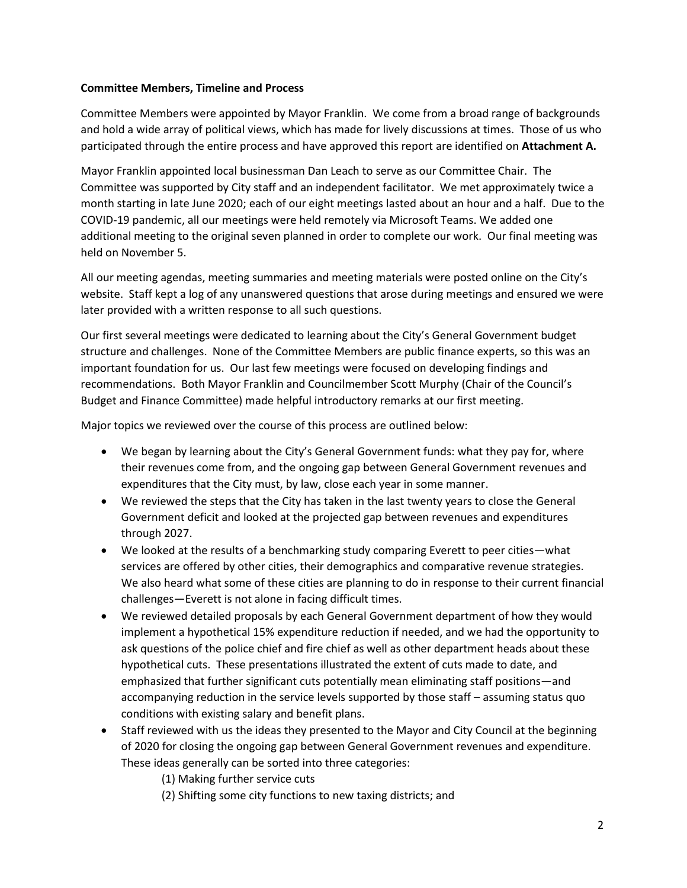**Committee Members, Timeline and Process**

Committee Members were appointed by Mayor Franklin. We come from a broad range of backgrounds and hold a wide array of political views, which has made for lively discussions at times. Those of us who participated through the entire process and have approved this report are identified on **Attachment A.**

Mayor Franklin appointed local businessman Dan Leach to serve as our Committee Chair. The Committee was supported by City staff and an independent facilitator. We met approximately twice a month starting in late June 2020; each of our eight meetings lasted about an hour and a half. Due to the COVID-19 pandemic, all our meetings were held remotely via Microsoft Teams. We added one additional meeting to the original seven planned in order to complete our work. Our final meeting was held on November 5.

All our meeting agendas, meeting summaries and meeting materials were posted online on the City's website. Staff kept a log of any unanswered questions that arose during meetings and ensured we were later provided with a written response to all such questions.

Our first several meetings were dedicated to learning about the City's General Government budget structure and challenges. None of the Committee Members are public finance experts, so this was an important foundation for us. Our last few meetings were focused on developing findings and recommendations. Both Mayor Franklin and Councilmember Scott Murphy (Chair of the Council's Budget and Finance Committee) made helpful introductory remarks at our first meeting.

Major topics we reviewed over the course of this process are outlined below:

- We began by learning about the City's General Government funds: what they pay for, where their revenues come from, and the ongoing gap between General Government revenues and expenditures that the City must, by law, close each year in some manner.
- We reviewed the steps that the City has taken in the last twenty years to close the General Government deficit and looked at the projected gap between revenues and expenditures through 2027.
- We looked at the results of a benchmarking study comparing Everett to peer cities—what services are offered by other cities, their demographics and comparative revenue strategies. We also heard what some of these cities are planning to do in response to their current financial challenges—Everett is not alone in facing difficult times.
- We reviewed detailed proposals by each General Government department of how they would implement a hypothetical 15% expenditure reduction if needed, and we had the opportunity to ask questions of the police chief and fire chief as well as other department heads about these hypothetical cuts. These presentations illustrated the extent of cuts made to date, and emphasized that further significant cuts potentially mean eliminating staff positions—and accompanying reduction in the service levels supported by those staff – assuming status quo conditions with existing salary and benefit plans.
- Staff reviewed with us the ideas they presented to the Mayor and City Council at the beginning of 2020 for closing the ongoing gap between General Government revenues and expenditure. These ideas generally can be sorted into three categories:
    - (1) Making further service cuts
    - (2) Shifting some city functions to new taxing districts; and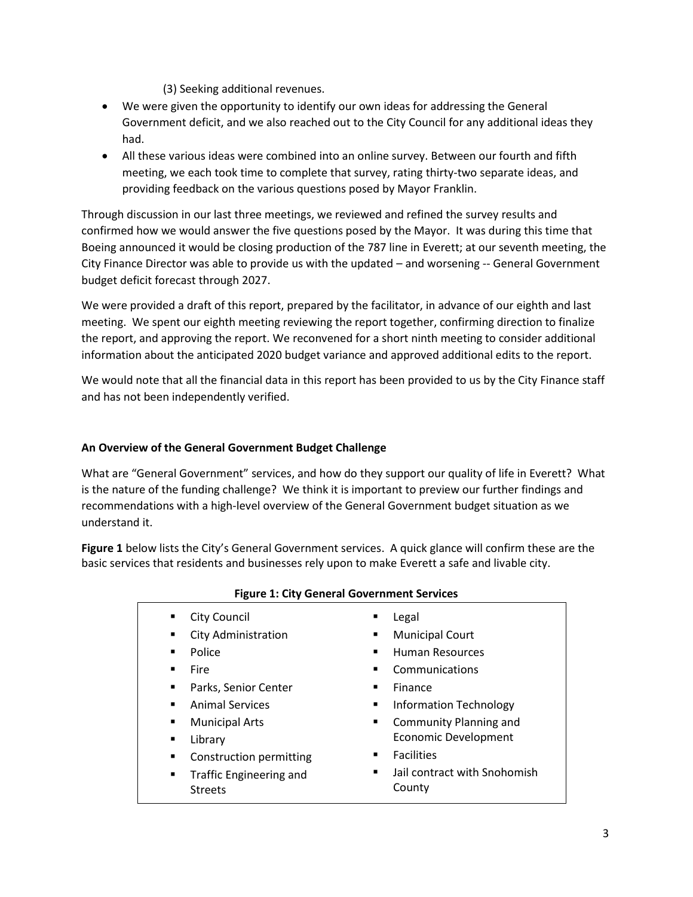(3) Seeking additional revenues.

- We were given the opportunity to identify our own ideas for addressing the General Government deficit, and we also reached out to the City Council for any additional ideas they had.
- All these various ideas were combined into an online survey. Between our fourth and fifth meeting, we each took time to complete that survey, rating thirty-two separate ideas, and providing feedback on the various questions posed by Mayor Franklin.

Through discussion in our last three meetings, we reviewed and refined the survey results and confirmed how we would answer the five questions posed by the Mayor. It was during this time that Boeing announced it would be closing production of the 787 line in Everett; at our seventh meeting, the City Finance Director was able to provide us with the updated – and worsening -- General Government budget deficit forecast through 2027.

We were provided a draft of this report, prepared by the facilitator, in advance of our eighth and last meeting. We spent our eighth meeting reviewing the report together, confirming direction to finalize the report, and approving the report. We reconvened for a short ninth meeting to consider additional information about the anticipated 2020 budget variance and approved additional edits to the report.

We would note that all the financial data in this report has been provided to us by the City Finance staff and has not been independently verified.

**An Overview of the General Government Budget Challenge**

What are "General Government" services, and how do they support our quality of life in Everett? What is the nature of the funding challenge? We think it is important to preview our further findings and recommendations with a high-level overview of the General Government budget situation as we understand it.

**Figure 1** below lists the City's General Government services. A quick glance will confirm these are the basic services that residents and businesses rely upon to make Everett a safe and livable city.

**Figure 1: City General Government Services**

- City Council
- City Administration
- Police
- Fire
- Parks, Senior Center
- Animal Services
- Municipal Arts
- Library
- Construction permitting
- Traffic Engineering and Streets
- Legal
- Municipal Court
- Human Resources
- Communications
- Finance
- Information Technology
- Community Planning and Economic Development
- Facilities
- Jail contract with Snohomish County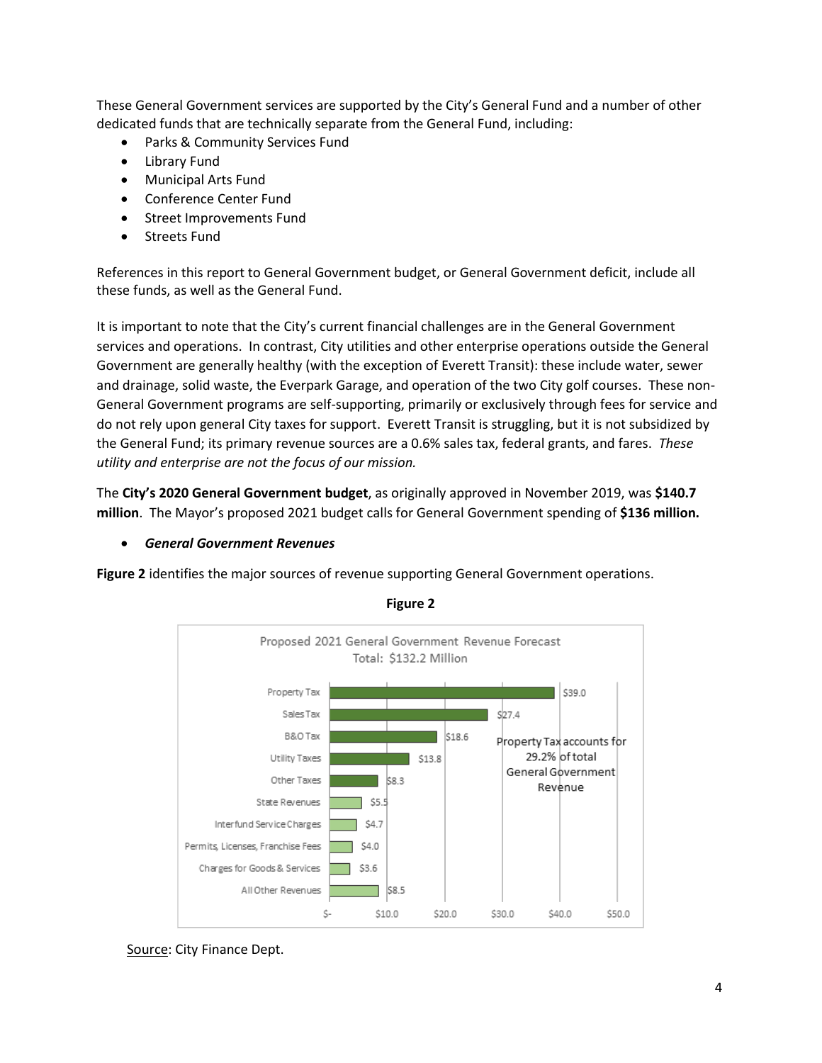These General Government services are supported by the City's General Fund and a number of other dedicated funds that are technically separate from the General Fund, including:

- Parks & Community Services Fund
- Library Fund
- Municipal Arts Fund
- Conference Center Fund
- Street Improvements Fund
- Streets Fund

References in this report to General Government budget, or General Government deficit, include all these funds, as well as the General Fund.

It is important to note that the City's current financial challenges are in the General Government services and operations. In contrast, City utilities and other enterprise operations outside the General Government are generally healthy (with the exception of Everett Transit): these include water, sewer and drainage, solid waste, the Everpark Garage, and operation of the two City golf courses. These non-General Government programs are self-supporting, primarily or exclusively through fees for service and do not rely upon general City taxes for support. Everett Transit is struggling, but it is not subsidized by the General Fund; its primary revenue sources are a 0.6% sales tax, federal grants, and fares. *These utility and enterprise are not the focus of our mission.*

The **City's 2020 General Government budget**, as originally approved in November 2019, was **$140.7 million**. The Mayor's proposed 2021 budget calls for General Government spending of **$136 million.**

- ***General Government Revenues***

**Figure 2** identifies the major sources of revenue supporting General Government operations.

**Figure 2**

Proposed 2021 General Government Revenue Forecast
Total: $132.2 Million

| Revenue Source | Amount ($ Millions) |
|---|---|
| Property Tax | $39.0 |
| Sales Tax | $27.4 |
| B&O Tax | $18.6 |
| Utility Taxes | $13.8 |
| Other Taxes | $8.3 |
| State Revenues | $5.5 |
| Interfund Service Charges | $4.7 |
| Permits, Licenses, Franchise Fees | $4.0 |
| Charges for Goods & Services | $3.6 |
| All Other Revenues | $8.5 |

Property Tax accounts for 29.2% of total General Government Revenue

Source: City Finance Dept.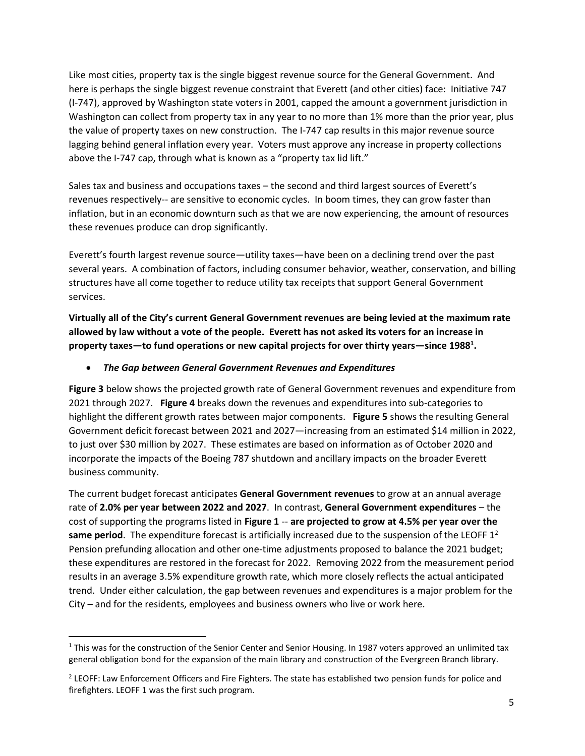Like most cities, property tax is the single biggest revenue source for the General Government. And here is perhaps the single biggest revenue constraint that Everett (and other cities) face: Initiative 747 (I-747), approved by Washington state voters in 2001, capped the amount a government jurisdiction in Washington can collect from property tax in any year to no more than 1% more than the prior year, plus the value of property taxes on new construction. The I-747 cap results in this major revenue source lagging behind general inflation every year. Voters must approve any increase in property collections above the I-747 cap, through what is known as a "property tax lid lift."

Sales tax and business and occupations taxes – the second and third largest sources of Everett's revenues respectively-- are sensitive to economic cycles. In boom times, they can grow faster than inflation, but in an economic downturn such as that we are now experiencing, the amount of resources these revenues produce can drop significantly.

Everett's fourth largest revenue source—utility taxes—have been on a declining trend over the past several years. A combination of factors, including consumer behavior, weather, conservation, and billing structures have all come together to reduce utility tax receipts that support General Government services.

**Virtually all of the City's current General Government revenues are being levied at the maximum rate allowed by law without a vote of the people. Everett has not asked its voters for an increase in property taxes—to fund operations or new capital projects for over thirty years—since 1988[1].**

- ***The Gap between General Government Revenues and Expenditures***

**Figure 3** below shows the projected growth rate of General Government revenues and expenditure from 2021 through 2027. **Figure 4** breaks down the revenues and expenditures into sub-categories to highlight the different growth rates between major components. **Figure 5** shows the resulting General Government deficit forecast between 2021 and 2027—increasing from an estimated $14 million in 2022, to just over $30 million by 2027. These estimates are based on information as of October 2020 and incorporate the impacts of the Boeing 787 shutdown and ancillary impacts on the broader Everett business community.

The current budget forecast anticipates **General Government revenues** to grow at an annual average rate of **2.0% per year between 2022 and 2027**. In contrast, **General Government expenditures** – the cost of supporting the programs listed in **Figure 1** -- **are projected to grow at 4.5% per year over the same period**. The expenditure forecast is artificially increased due to the suspension of the LEOFF 1[2] Pension prefunding allocation and other one-time adjustments proposed to balance the 2021 budget; these expenditures are restored in the forecast for 2022. Removing 2022 from the measurement period results in an average 3.5% expenditure growth rate, which more closely reflects the actual anticipated trend. Under either calculation, the gap between revenues and expenditures is a major problem for the City – and for the residents, employees and business owners who live or work here.

---

[1] This was for the construction of the Senior Center and Senior Housing. In 1987 voters approved an unlimited tax general obligation bond for the expansion of the main library and construction of the Evergreen Branch library.

[2] LEOFF: Law Enforcement Officers and Fire Fighters. The state has established two pension funds for police and firefighters. LEOFF 1 was the first such program.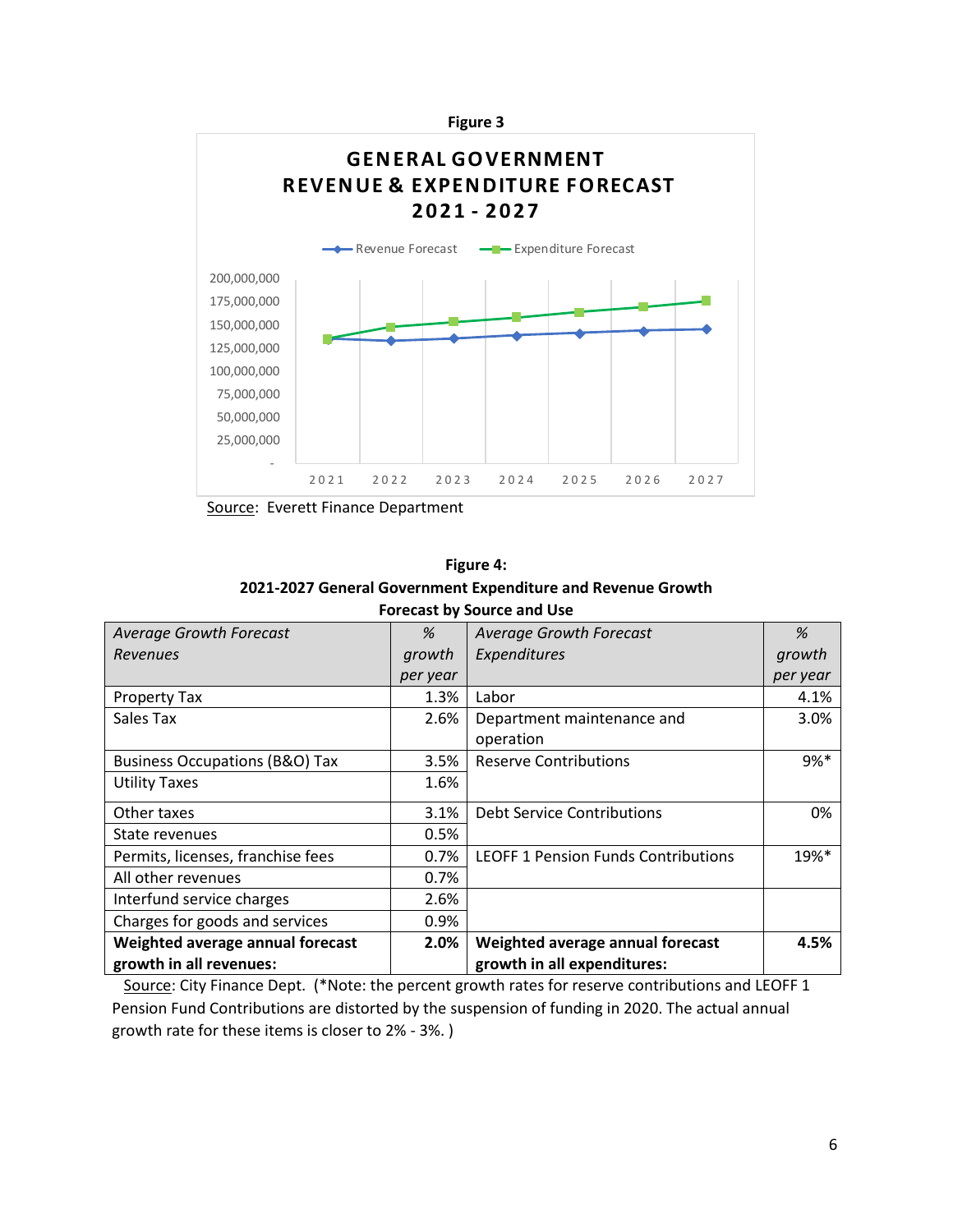**Figure 3**

**GENERAL GOVERNMENT REVENUE & EXPENDITURE FORECAST 2021 - 2027**

Source: Everett Finance Department

**Figure 4:**
**2021-2027 General Government Expenditure and Revenue Growth Forecast by Source and Use**

| *Average Growth Forecast Revenues* | *% growth per year* | *Average Growth Forecast Expenditures* | *% growth per year* |
|---|---|---|---|
| Property Tax | 1.3% | Labor | 4.1% |
| Sales Tax | 2.6% | Department maintenance and operation | 3.0% |
| Business Occupations (B&O) Tax | 3.5% | Reserve Contributions | 9%* |
| Utility Taxes | 1.6% | | |
| Other taxes | 3.1% | Debt Service Contributions | 0% |
| State revenues | 0.5% | | |
| Permits, licenses, franchise fees | 0.7% | LEOFF 1 Pension Funds Contributions | 19%* |
| All other revenues | 0.7% | | |
| Interfund service charges | 2.6% | | |
| Charges for goods and services | 0.9% | | |
| **Weighted average annual forecast growth in all revenues:** | **2.0%** | **Weighted average annual forecast growth in all expenditures:** | **4.5%** |

Source: City Finance Dept. (*Note: the percent growth rates for reserve contributions and LEOFF 1 Pension Fund Contributions are distorted by the suspension of funding in 2020. The actual annual growth rate for these items is closer to 2% - 3%. )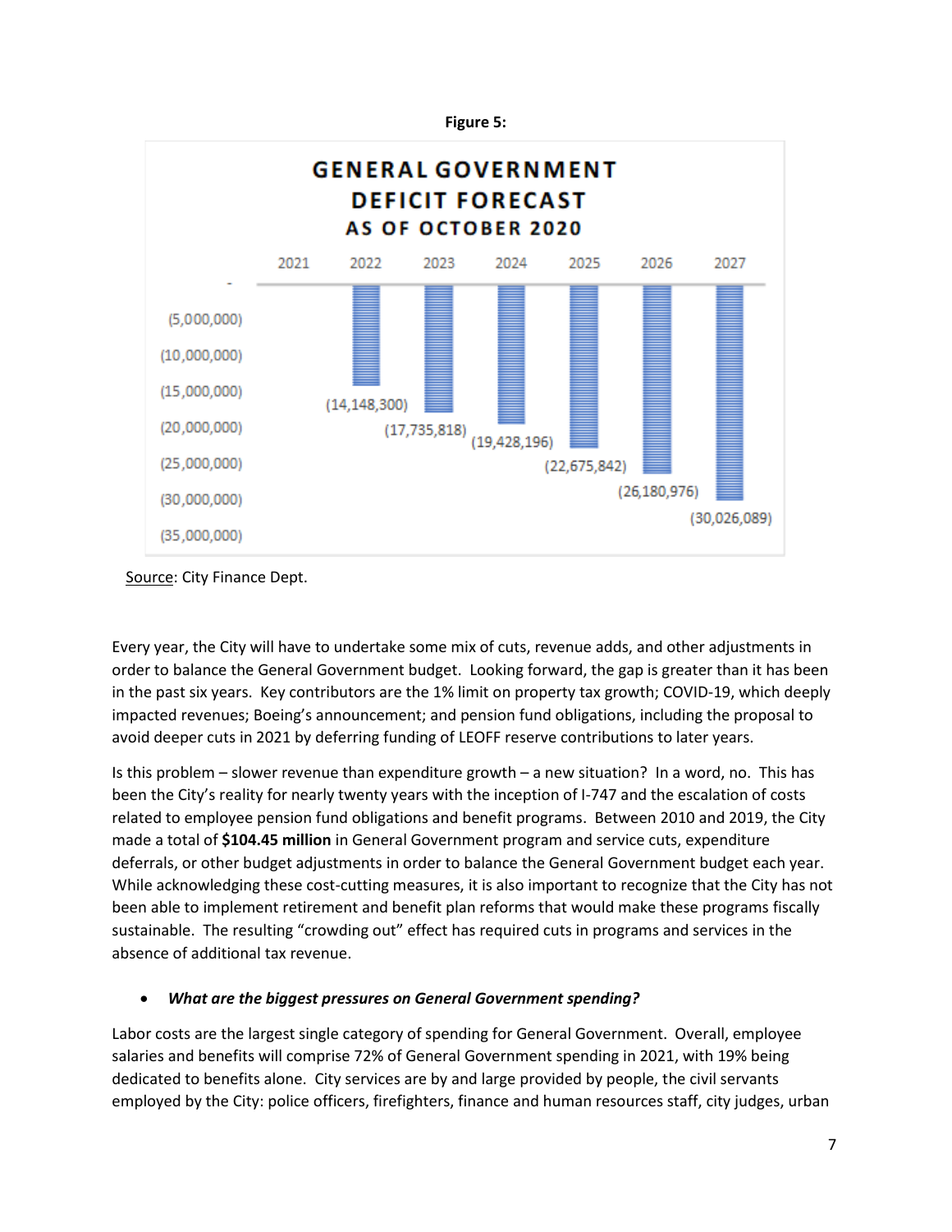**Figure 5:**

**GENERAL GOVERNMENT DEFICIT FORECAST AS OF OCTOBER 2020**

| Year | Deficit |
|---|---|
| 2021 | - |
| 2022 | (14,148,300) |
| 2023 | (17,735,818) |
| 2024 | (19,428,196) |
| 2025 | (22,675,842) |
| 2026 | (26,180,976) |
| 2027 | (30,026,089) |

Source: City Finance Dept.

Every year, the City will have to undertake some mix of cuts, revenue adds, and other adjustments in order to balance the General Government budget. Looking forward, the gap is greater than it has been in the past six years. Key contributors are the 1% limit on property tax growth; COVID-19, which deeply impacted revenues; Boeing's announcement; and pension fund obligations, including the proposal to avoid deeper cuts in 2021 by deferring funding of LEOFF reserve contributions to later years.

Is this problem – slower revenue than expenditure growth – a new situation? In a word, no. This has been the City's reality for nearly twenty years with the inception of I-747 and the escalation of costs related to employee pension fund obligations and benefit programs. Between 2010 and 2019, the City made a total of **$104.45 million** in General Government program and service cuts, expenditure deferrals, or other budget adjustments in order to balance the General Government budget each year. While acknowledging these cost-cutting measures, it is also important to recognize that the City has not been able to implement retirement and benefit plan reforms that would make these programs fiscally sustainable. The resulting "crowding out" effect has required cuts in programs and services in the absence of additional tax revenue.

- ***What are the biggest pressures on General Government spending?***

Labor costs are the largest single category of spending for General Government. Overall, employee salaries and benefits will comprise 72% of General Government spending in 2021, with 19% being dedicated to benefits alone. City services are by and large provided by people, the civil servants employed by the City: police officers, firefighters, finance and human resources staff, city judges, urban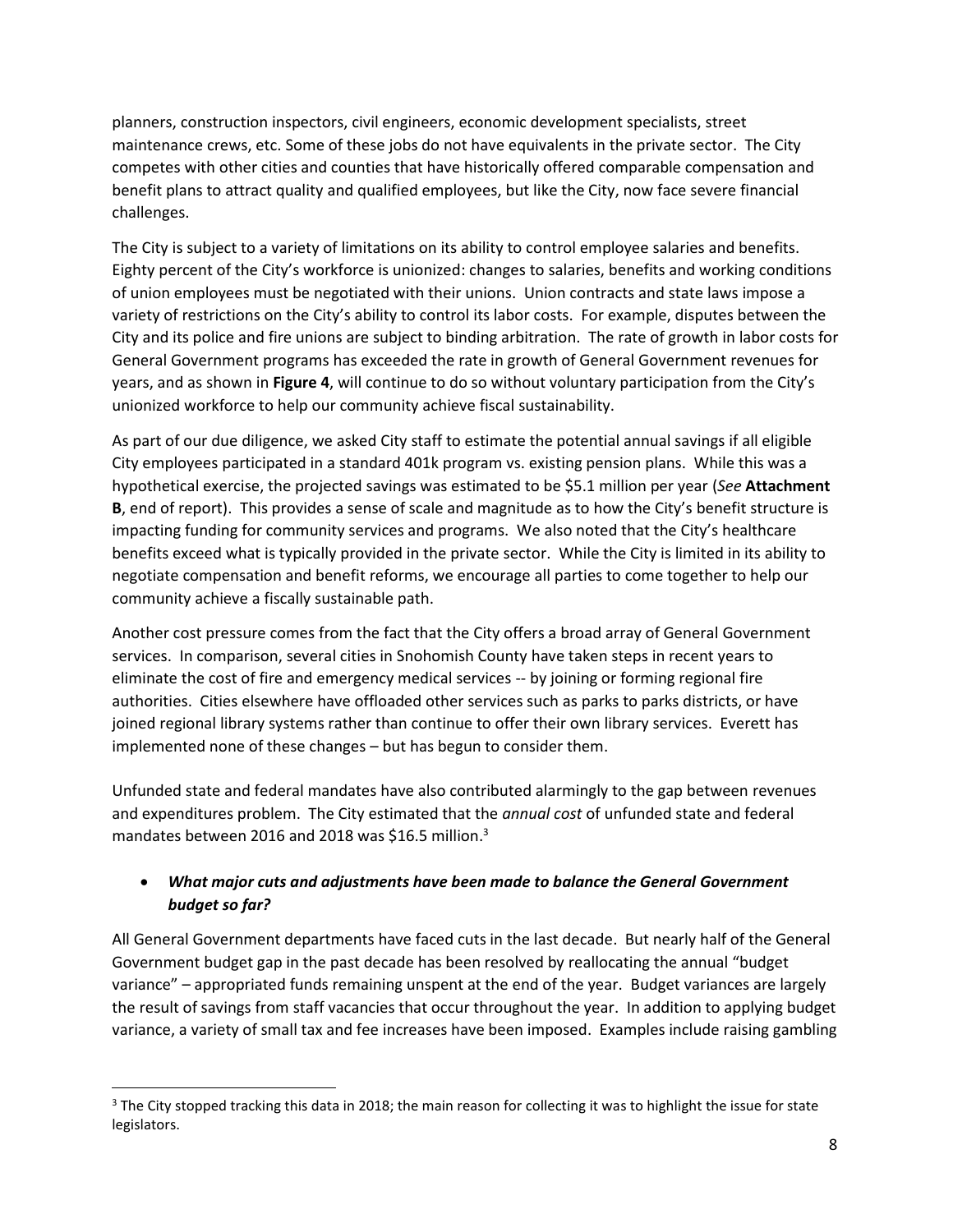planners, construction inspectors, civil engineers, economic development specialists, street maintenance crews, etc. Some of these jobs do not have equivalents in the private sector. The City competes with other cities and counties that have historically offered comparable compensation and benefit plans to attract quality and qualified employees, but like the City, now face severe financial challenges.

The City is subject to a variety of limitations on its ability to control employee salaries and benefits. Eighty percent of the City's workforce is unionized: changes to salaries, benefits and working conditions of union employees must be negotiated with their unions. Union contracts and state laws impose a variety of restrictions on the City's ability to control its labor costs. For example, disputes between the City and its police and fire unions are subject to binding arbitration. The rate of growth in labor costs for General Government programs has exceeded the rate in growth of General Government revenues for years, and as shown in **Figure 4**, will continue to do so without voluntary participation from the City's unionized workforce to help our community achieve fiscal sustainability.

As part of our due diligence, we asked City staff to estimate the potential annual savings if all eligible City employees participated in a standard 401k program vs. existing pension plans. While this was a hypothetical exercise, the projected savings was estimated to be $5.1 million per year (*See* **Attachment B**, end of report). This provides a sense of scale and magnitude as to how the City's benefit structure is impacting funding for community services and programs. We also noted that the City's healthcare benefits exceed what is typically provided in the private sector. While the City is limited in its ability to negotiate compensation and benefit reforms, we encourage all parties to come together to help our community achieve a fiscally sustainable path.

Another cost pressure comes from the fact that the City offers a broad array of General Government services. In comparison, several cities in Snohomish County have taken steps in recent years to eliminate the cost of fire and emergency medical services -- by joining or forming regional fire authorities. Cities elsewhere have offloaded other services such as parks to parks districts, or have joined regional library systems rather than continue to offer their own library services. Everett has implemented none of these changes – but has begun to consider them.

Unfunded state and federal mandates have also contributed alarmingly to the gap between revenues and expenditures problem. The City estimated that the *annual cost* of unfunded state and federal mandates between 2016 and 2018 was $16.5 million.[3]

- ***What major cuts and adjustments have been made to balance the General Government budget so far?***

All General Government departments have faced cuts in the last decade. But nearly half of the General Government budget gap in the past decade has been resolved by reallocating the annual "budget variance" – appropriated funds remaining unspent at the end of the year. Budget variances are largely the result of savings from staff vacancies that occur throughout the year. In addition to applying budget variance, a variety of small tax and fee increases have been imposed. Examples include raising gambling

[3] The City stopped tracking this data in 2018; the main reason for collecting it was to highlight the issue for state legislators.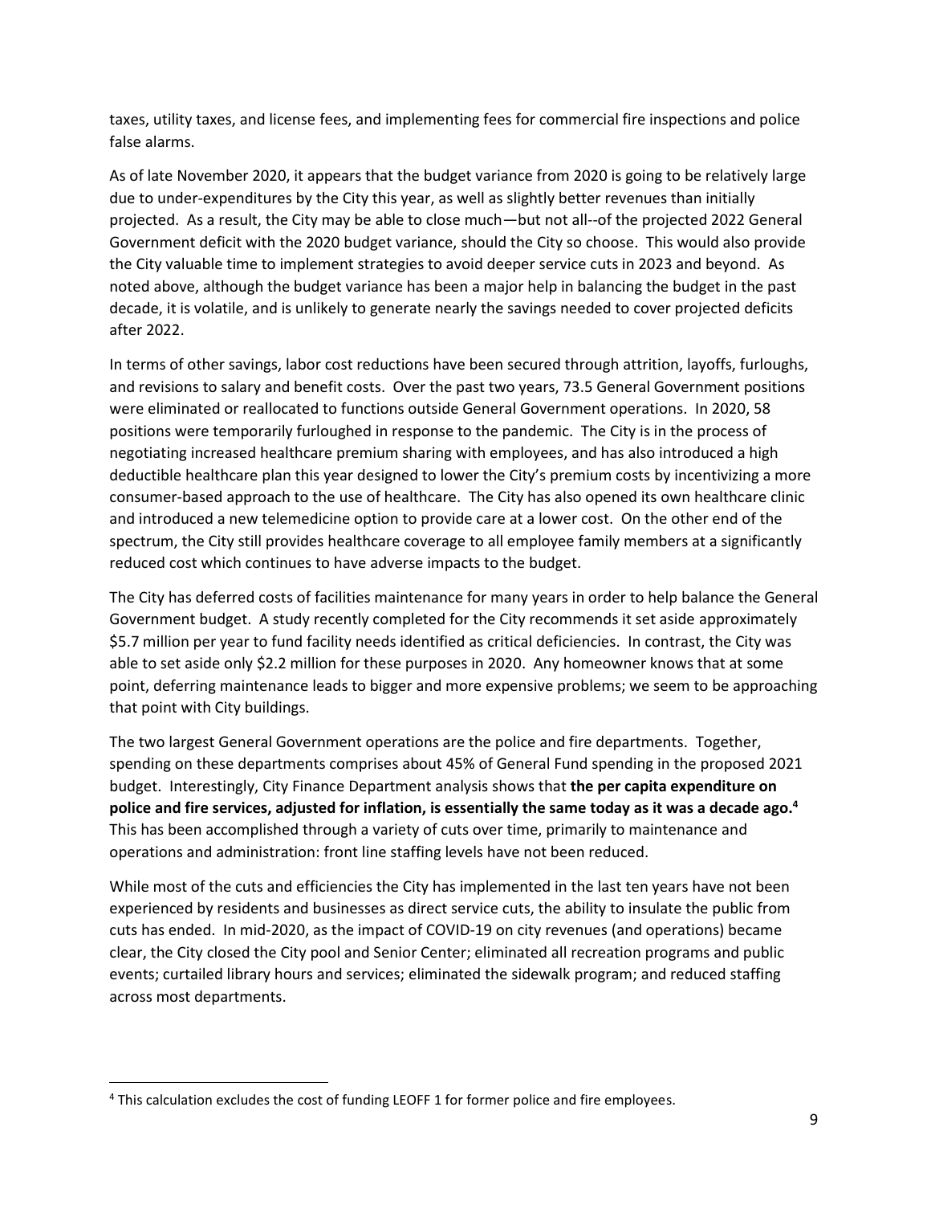taxes, utility taxes, and license fees, and implementing fees for commercial fire inspections and police false alarms.

As of late November 2020, it appears that the budget variance from 2020 is going to be relatively large due to under-expenditures by the City this year, as well as slightly better revenues than initially projected. As a result, the City may be able to close much—but not all--of the projected 2022 General Government deficit with the 2020 budget variance, should the City so choose. This would also provide the City valuable time to implement strategies to avoid deeper service cuts in 2023 and beyond. As noted above, although the budget variance has been a major help in balancing the budget in the past decade, it is volatile, and is unlikely to generate nearly the savings needed to cover projected deficits after 2022.

In terms of other savings, labor cost reductions have been secured through attrition, layoffs, furloughs, and revisions to salary and benefit costs. Over the past two years, 73.5 General Government positions were eliminated or reallocated to functions outside General Government operations. In 2020, 58 positions were temporarily furloughed in response to the pandemic. The City is in the process of negotiating increased healthcare premium sharing with employees, and has also introduced a high deductible healthcare plan this year designed to lower the City's premium costs by incentivizing a more consumer-based approach to the use of healthcare. The City has also opened its own healthcare clinic and introduced a new telemedicine option to provide care at a lower cost. On the other end of the spectrum, the City still provides healthcare coverage to all employee family members at a significantly reduced cost which continues to have adverse impacts to the budget.

The City has deferred costs of facilities maintenance for many years in order to help balance the General Government budget. A study recently completed for the City recommends it set aside approximately \$5.7 million per year to fund facility needs identified as critical deficiencies. In contrast, the City was able to set aside only \$2.2 million for these purposes in 2020. Any homeowner knows that at some point, deferring maintenance leads to bigger and more expensive problems; we seem to be approaching that point with City buildings.

The two largest General Government operations are the police and fire departments. Together, spending on these departments comprises about 45% of General Fund spending in the proposed 2021 budget. Interestingly, City Finance Department analysis shows that **the per capita expenditure on police and fire services, adjusted for inflation, is essentially the same today as it was a decade ago.**[4] This has been accomplished through a variety of cuts over time, primarily to maintenance and operations and administration: front line staffing levels have not been reduced.

While most of the cuts and efficiencies the City has implemented in the last ten years have not been experienced by residents and businesses as direct service cuts, the ability to insulate the public from cuts has ended. In mid-2020, as the impact of COVID-19 on city revenues (and operations) became clear, the City closed the City pool and Senior Center; eliminated all recreation programs and public events; curtailed library hours and services; eliminated the sidewalk program; and reduced staffing across most departments.

[4] This calculation excludes the cost of funding LEOFF 1 for former police and fire employees.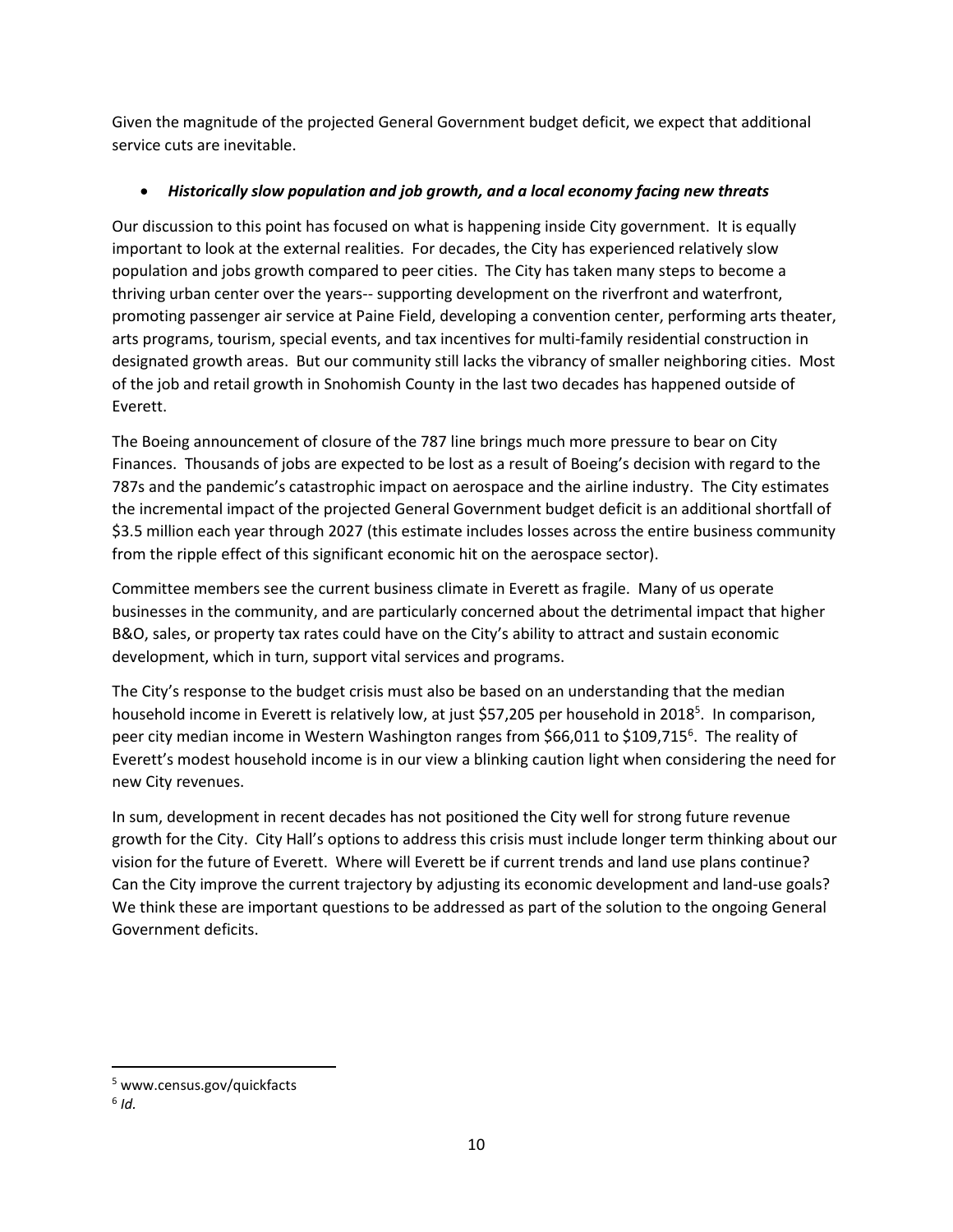Given the magnitude of the projected General Government budget deficit, we expect that additional service cuts are inevitable.

- ***Historically slow population and job growth, and a local economy facing new threats***

Our discussion to this point has focused on what is happening inside City government. It is equally important to look at the external realities. For decades, the City has experienced relatively slow population and jobs growth compared to peer cities. The City has taken many steps to become a thriving urban center over the years-- supporting development on the riverfront and waterfront, promoting passenger air service at Paine Field, developing a convention center, performing arts theater, arts programs, tourism, special events, and tax incentives for multi-family residential construction in designated growth areas. But our community still lacks the vibrancy of smaller neighboring cities. Most of the job and retail growth in Snohomish County in the last two decades has happened outside of Everett.

The Boeing announcement of closure of the 787 line brings much more pressure to bear on City Finances. Thousands of jobs are expected to be lost as a result of Boeing's decision with regard to the 787s and the pandemic's catastrophic impact on aerospace and the airline industry. The City estimates the incremental impact of the projected General Government budget deficit is an additional shortfall of $3.5 million each year through 2027 (this estimate includes losses across the entire business community from the ripple effect of this significant economic hit on the aerospace sector).

Committee members see the current business climate in Everett as fragile. Many of us operate businesses in the community, and are particularly concerned about the detrimental impact that higher B&O, sales, or property tax rates could have on the City's ability to attract and sustain economic development, which in turn, support vital services and programs.

The City's response to the budget crisis must also be based on an understanding that the median household income in Everett is relatively low, at just $57,205 per household in 2018[5]. In comparison, peer city median income in Western Washington ranges from $66,011 to $109,715[6]. The reality of Everett's modest household income is in our view a blinking caution light when considering the need for new City revenues.

In sum, development in recent decades has not positioned the City well for strong future revenue growth for the City. City Hall's options to address this crisis must include longer term thinking about our vision for the future of Everett. Where will Everett be if current trends and land use plans continue? Can the City improve the current trajectory by adjusting its economic development and land-use goals? We think these are important questions to be addressed as part of the solution to the ongoing General Government deficits.

[5] www.census.gov/quickfacts

[6] *Id.*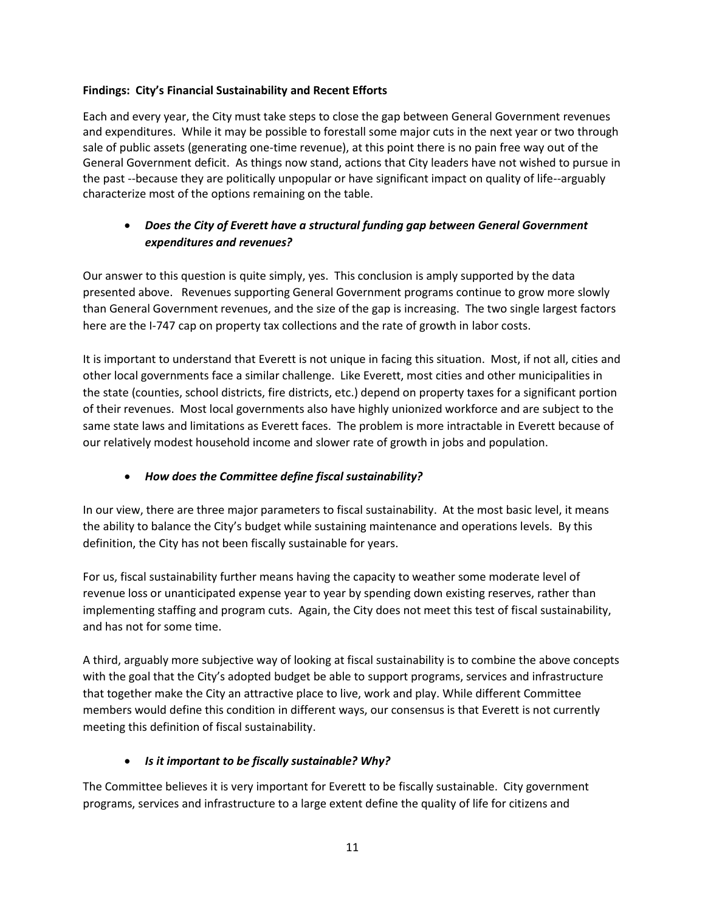**Findings: City's Financial Sustainability and Recent Efforts**

Each and every year, the City must take steps to close the gap between General Government revenues and expenditures. While it may be possible to forestall some major cuts in the next year or two through sale of public assets (generating one-time revenue), at this point there is no pain free way out of the General Government deficit. As things now stand, actions that City leaders have not wished to pursue in the past --because they are politically unpopular or have significant impact on quality of life--arguably characterize most of the options remaining on the table.

- ***Does the City of Everett have a structural funding gap between General Government expenditures and revenues?***

Our answer to this question is quite simply, yes. This conclusion is amply supported by the data presented above. Revenues supporting General Government programs continue to grow more slowly than General Government revenues, and the size of the gap is increasing. The two single largest factors here are the I-747 cap on property tax collections and the rate of growth in labor costs.

It is important to understand that Everett is not unique in facing this situation. Most, if not all, cities and other local governments face a similar challenge. Like Everett, most cities and other municipalities in the state (counties, school districts, fire districts, etc.) depend on property taxes for a significant portion of their revenues. Most local governments also have highly unionized workforce and are subject to the same state laws and limitations as Everett faces. The problem is more intractable in Everett because of our relatively modest household income and slower rate of growth in jobs and population.

- ***How does the Committee define fiscal sustainability?***

In our view, there are three major parameters to fiscal sustainability. At the most basic level, it means the ability to balance the City's budget while sustaining maintenance and operations levels. By this definition, the City has not been fiscally sustainable for years.

For us, fiscal sustainability further means having the capacity to weather some moderate level of revenue loss or unanticipated expense year to year by spending down existing reserves, rather than implementing staffing and program cuts. Again, the City does not meet this test of fiscal sustainability, and has not for some time.

A third, arguably more subjective way of looking at fiscal sustainability is to combine the above concepts with the goal that the City's adopted budget be able to support programs, services and infrastructure that together make the City an attractive place to live, work and play. While different Committee members would define this condition in different ways, our consensus is that Everett is not currently meeting this definition of fiscal sustainability.

- ***Is it important to be fiscally sustainable? Why?***

The Committee believes it is very important for Everett to be fiscally sustainable. City government programs, services and infrastructure to a large extent define the quality of life for citizens and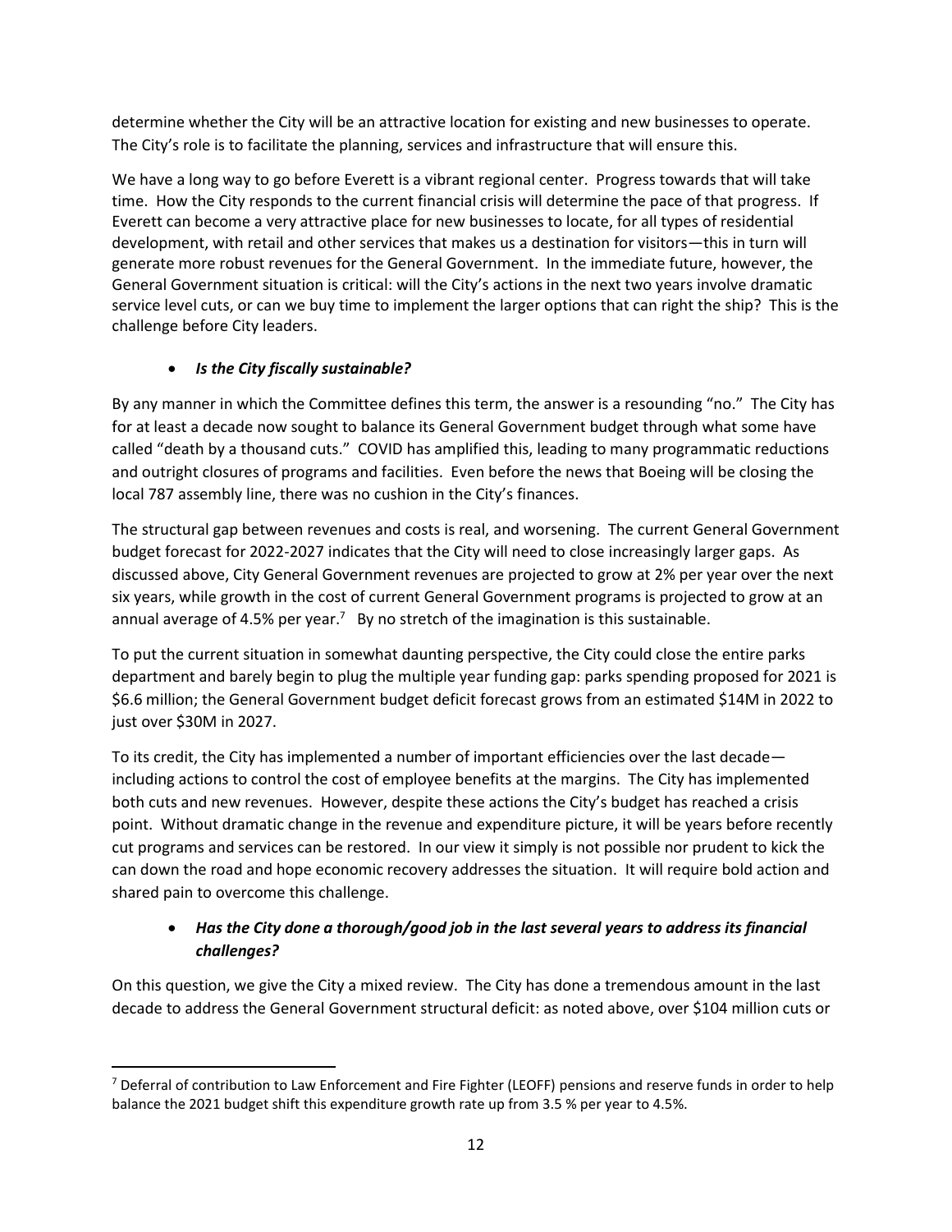determine whether the City will be an attractive location for existing and new businesses to operate. The City's role is to facilitate the planning, services and infrastructure that will ensure this.

We have a long way to go before Everett is a vibrant regional center. Progress towards that will take time. How the City responds to the current financial crisis will determine the pace of that progress. If Everett can become a very attractive place for new businesses to locate, for all types of residential development, with retail and other services that makes us a destination for visitors—this in turn will generate more robust revenues for the General Government. In the immediate future, however, the General Government situation is critical: will the City's actions in the next two years involve dramatic service level cuts, or can we buy time to implement the larger options that can right the ship? This is the challenge before City leaders.

- ***Is the City fiscally sustainable?***

By any manner in which the Committee defines this term, the answer is a resounding "no." The City has for at least a decade now sought to balance its General Government budget through what some have called "death by a thousand cuts." COVID has amplified this, leading to many programmatic reductions and outright closures of programs and facilities. Even before the news that Boeing will be closing the local 787 assembly line, there was no cushion in the City's finances.

The structural gap between revenues and costs is real, and worsening. The current General Government budget forecast for 2022-2027 indicates that the City will need to close increasingly larger gaps. As discussed above, City General Government revenues are projected to grow at 2% per year over the next six years, while growth in the cost of current General Government programs is projected to grow at an annual average of 4.5% per year.[7] By no stretch of the imagination is this sustainable.

To put the current situation in somewhat daunting perspective, the City could close the entire parks department and barely begin to plug the multiple year funding gap: parks spending proposed for 2021 is $6.6 million; the General Government budget deficit forecast grows from an estimated $14M in 2022 to just over $30M in 2027.

To its credit, the City has implemented a number of important efficiencies over the last decade—including actions to control the cost of employee benefits at the margins. The City has implemented both cuts and new revenues. However, despite these actions the City's budget has reached a crisis point. Without dramatic change in the revenue and expenditure picture, it will be years before recently cut programs and services can be restored. In our view it simply is not possible nor prudent to kick the can down the road and hope economic recovery addresses the situation. It will require bold action and shared pain to overcome this challenge.

- ***Has the City done a thorough/good job in the last several years to address its financial challenges?***

On this question, we give the City a mixed review. The City has done a tremendous amount in the last decade to address the General Government structural deficit: as noted above, over $104 million cuts or

[7] Deferral of contribution to Law Enforcement and Fire Fighter (LEOFF) pensions and reserve funds in order to help balance the 2021 budget shift this expenditure growth rate up from 3.5 % per year to 4.5%.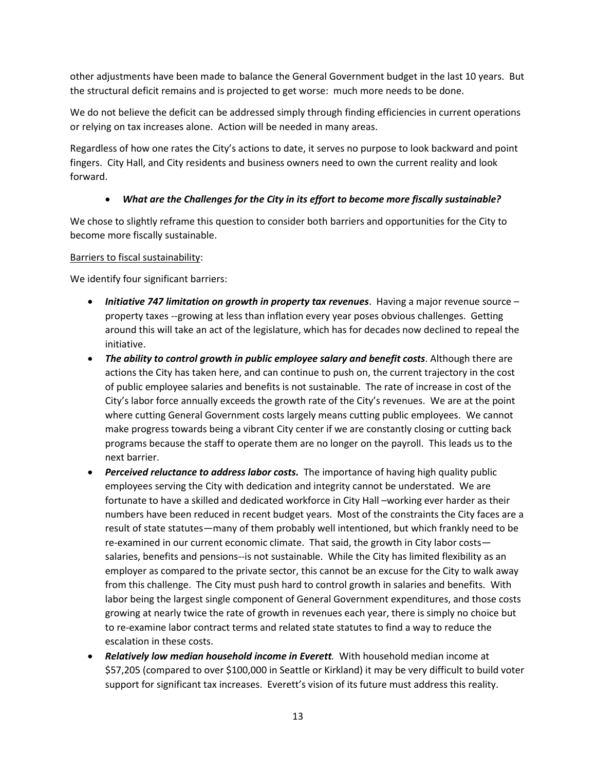other adjustments have been made to balance the General Government budget in the last 10 years. But the structural deficit remains and is projected to get worse: much more needs to be done.

We do not believe the deficit can be addressed simply through finding efficiencies in current operations or relying on tax increases alone. Action will be needed in many areas.

Regardless of how one rates the City's actions to date, it serves no purpose to look backward and point fingers. City Hall, and City residents and business owners need to own the current reality and look forward.

- ***What are the Challenges for the City in its effort to become more fiscally sustainable?***

We chose to slightly reframe this question to consider both barriers and opportunities for the City to become more fiscally sustainable.

Barriers to fiscal sustainability:

We identify four significant barriers:

- ***Initiative 747 limitation on growth in property tax revenues***. Having a major revenue source – property taxes --growing at less than inflation every year poses obvious challenges. Getting around this will take an act of the legislature, which has for decades now declined to repeal the initiative.
- ***The ability to control growth in public employee salary and benefit costs***. Although there are actions the City has taken here, and can continue to push on, the current trajectory in the cost of public employee salaries and benefits is not sustainable. The rate of increase in cost of the City's labor force annually exceeds the growth rate of the City's revenues. We are at the point where cutting General Government costs largely means cutting public employees. We cannot make progress towards being a vibrant City center if we are constantly closing or cutting back programs because the staff to operate them are no longer on the payroll. This leads us to the next barrier.
- ***Perceived reluctance to address labor costs.*** The importance of having high quality public employees serving the City with dedication and integrity cannot be understated. We are fortunate to have a skilled and dedicated workforce in City Hall –working ever harder as their numbers have been reduced in recent budget years. Most of the constraints the City faces are a result of state statutes—many of them probably well intentioned, but which frankly need to be re-examined in our current economic climate. That said, the growth in City labor costs—salaries, benefits and pensions--is not sustainable. While the City has limited flexibility as an employer as compared to the private sector, this cannot be an excuse for the City to walk away from this challenge. The City must push hard to control growth in salaries and benefits. With labor being the largest single component of General Government expenditures, and those costs growing at nearly twice the rate of growth in revenues each year, there is simply no choice but to re-examine labor contract terms and related state statutes to find a way to reduce the escalation in these costs.
- ***Relatively low median household income in Everett.*** With household median income at $57,205 (compared to over $100,000 in Seattle or Kirkland) it may be very difficult to build voter support for significant tax increases. Everett's vision of its future must address this reality.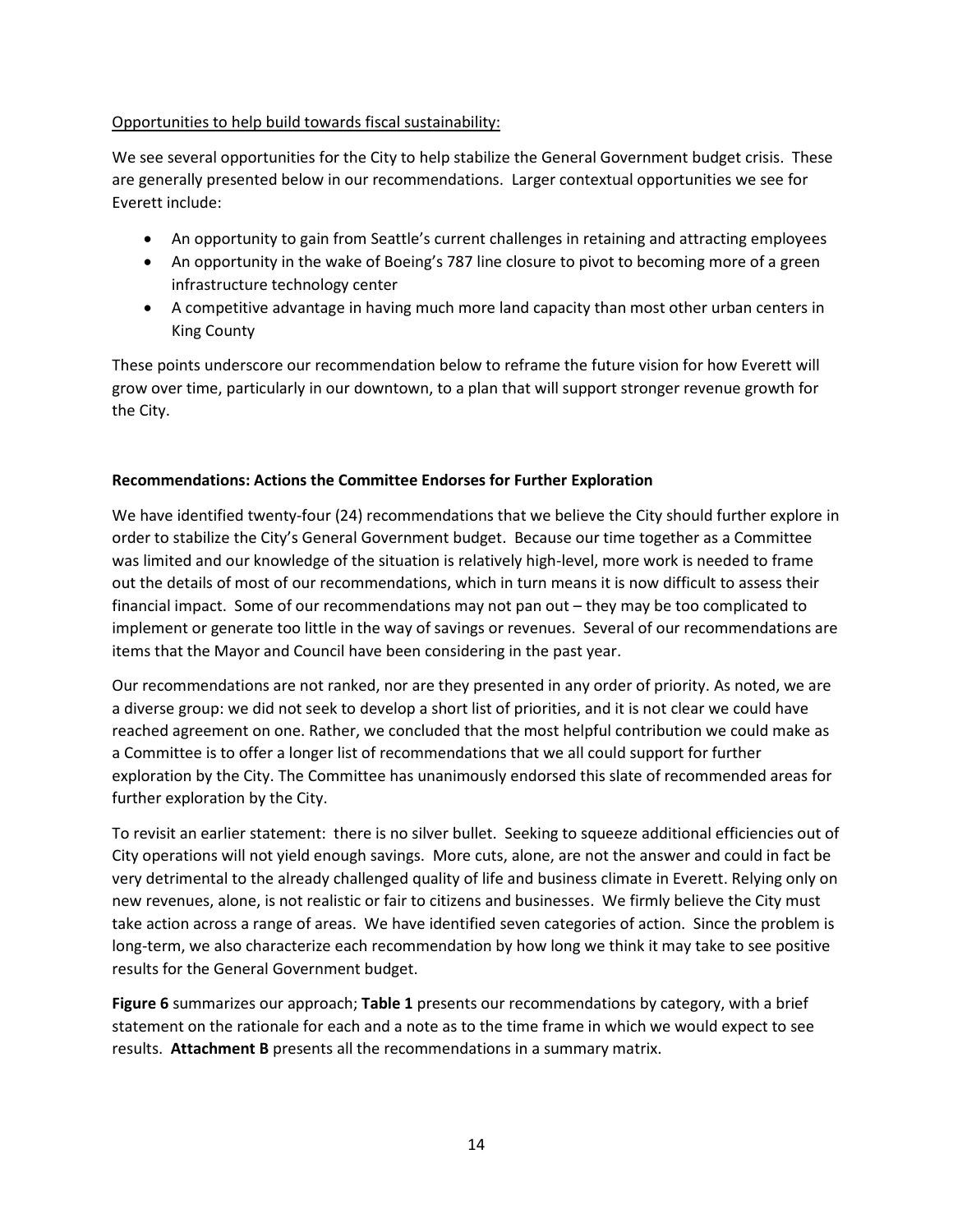Opportunities to help build towards fiscal sustainability:

We see several opportunities for the City to help stabilize the General Government budget crisis. These are generally presented below in our recommendations. Larger contextual opportunities we see for Everett include:

- An opportunity to gain from Seattle's current challenges in retaining and attracting employees
- An opportunity in the wake of Boeing's 787 line closure to pivot to becoming more of a green infrastructure technology center
- A competitive advantage in having much more land capacity than most other urban centers in King County

These points underscore our recommendation below to reframe the future vision for how Everett will grow over time, particularly in our downtown, to a plan that will support stronger revenue growth for the City.

**Recommendations: Actions the Committee Endorses for Further Exploration**

We have identified twenty-four (24) recommendations that we believe the City should further explore in order to stabilize the City's General Government budget. Because our time together as a Committee was limited and our knowledge of the situation is relatively high-level, more work is needed to frame out the details of most of our recommendations, which in turn means it is now difficult to assess their financial impact. Some of our recommendations may not pan out – they may be too complicated to implement or generate too little in the way of savings or revenues. Several of our recommendations are items that the Mayor and Council have been considering in the past year.

Our recommendations are not ranked, nor are they presented in any order of priority. As noted, we are a diverse group: we did not seek to develop a short list of priorities, and it is not clear we could have reached agreement on one. Rather, we concluded that the most helpful contribution we could make as a Committee is to offer a longer list of recommendations that we all could support for further exploration by the City. The Committee has unanimously endorsed this slate of recommended areas for further exploration by the City.

To revisit an earlier statement: there is no silver bullet. Seeking to squeeze additional efficiencies out of City operations will not yield enough savings. More cuts, alone, are not the answer and could in fact be very detrimental to the already challenged quality of life and business climate in Everett. Relying only on new revenues, alone, is not realistic or fair to citizens and businesses. We firmly believe the City must take action across a range of areas. We have identified seven categories of action. Since the problem is long-term, we also characterize each recommendation by how long we think it may take to see positive results for the General Government budget.

**Figure 6** summarizes our approach; **Table 1** presents our recommendations by category, with a brief statement on the rationale for each and a note as to the time frame in which we would expect to see results. **Attachment B** presents all the recommendations in a summary matrix.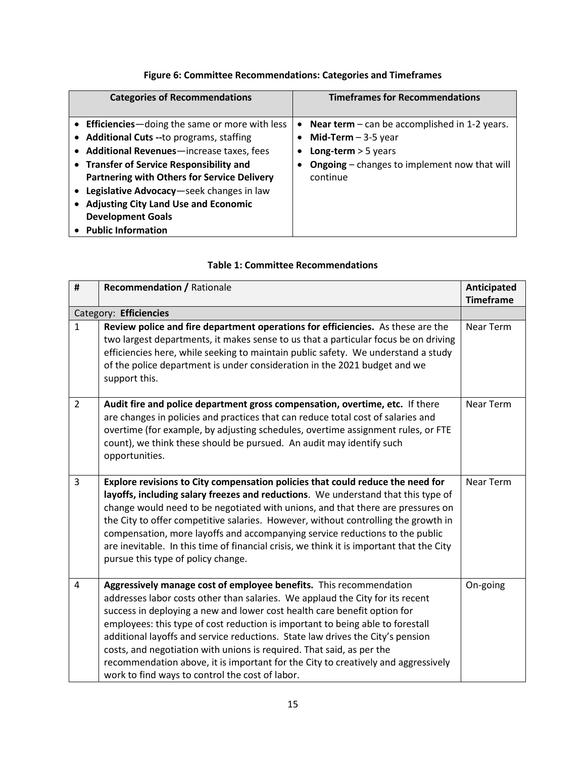**Figure 6: Committee Recommendations: Categories and Timeframes**

| Categories of Recommendations | Timeframes for Recommendations |
|---|---|
| • **Efficiencies**—doing the same or more with less<br>• **Additional Cuts --**to programs, staffing<br>• **Additional Revenues**—increase taxes, fees<br>• **Transfer of Service Responsibility and Partnering with Others for Service Delivery**<br>• **Legislative Advocacy**—seek changes in law<br>• **Adjusting City Land Use and Economic Development Goals**<br>• **Public Information** | • **Near term** – can be accomplished in 1-2 years.<br>• **Mid-Term** – 3-5 year<br>• **Long-term** > 5 years<br>• **Ongoing** – changes to implement now that will continue |

**Table 1: Committee Recommendations**

| # | **Recommendation /** Rationale | **Anticipated Timeframe** |
|---|---|---|
| Category: **Efficiencies** | | |
| 1 | **Review police and fire department operations for efficiencies.** As these are the two largest departments, it makes sense to us that a particular focus be on driving efficiencies here, while seeking to maintain public safety. We understand a study of the police department is under consideration in the 2021 budget and we support this. | Near Term |
| 2 | **Audit fire and police department gross compensation, overtime, etc.** If there are changes in policies and practices that can reduce total cost of salaries and overtime (for example, by adjusting schedules, overtime assignment rules, or FTE count), we think these should be pursued. An audit may identify such opportunities. | Near Term |
| 3 | **Explore revisions to City compensation policies that could reduce the need for layoffs, including salary freezes and reductions**. We understand that this type of change would need to be negotiated with unions, and that there are pressures on the City to offer competitive salaries. However, without controlling the growth in compensation, more layoffs and accompanying service reductions to the public are inevitable. In this time of financial crisis, we think it is important that the City pursue this type of policy change. | Near Term |
| 4 | **Aggressively manage cost of employee benefits.** This recommendation addresses labor costs other than salaries. We applaud the City for its recent success in deploying a new and lower cost health care benefit option for employees: this type of cost reduction is important to being able to forestall additional layoffs and service reductions. State law drives the City's pension costs, and negotiation with unions is required. That said, as per the recommendation above, it is important for the City to creatively and aggressively work to find ways to control the cost of labor. | On-going |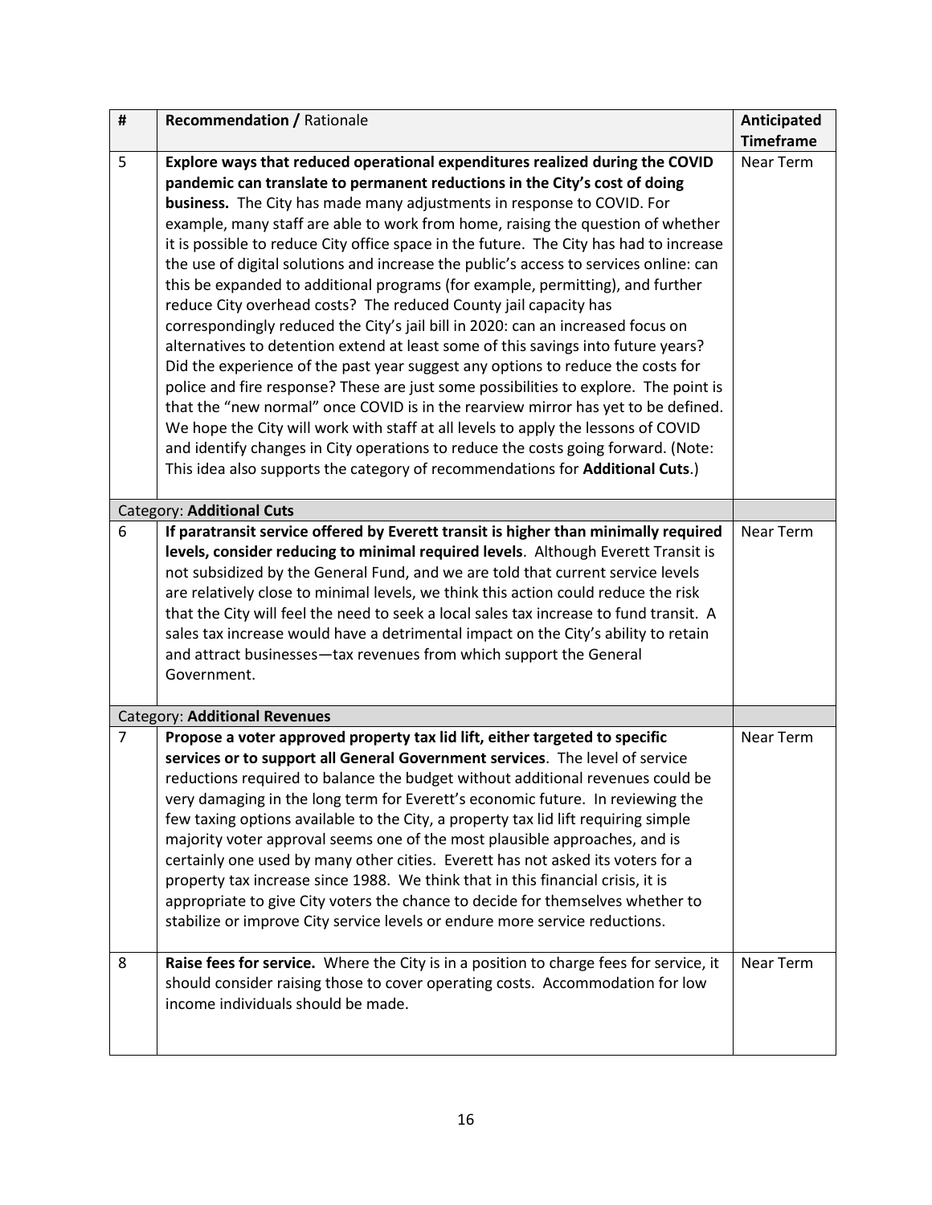| # | **Recommendation /** Rationale | **Anticipated Timeframe** |
|---|---|---|
| 5 | **Explore ways that reduced operational expenditures realized during the COVID pandemic can translate to permanent reductions in the City's cost of doing business.** The City has made many adjustments in response to COVID. For example, many staff are able to work from home, raising the question of whether it is possible to reduce City office space in the future. The City has had to increase the use of digital solutions and increase the public's access to services online: can this be expanded to additional programs (for example, permitting), and further reduce City overhead costs? The reduced County jail capacity has correspondingly reduced the City's jail bill in 2020: can an increased focus on alternatives to detention extend at least some of this savings into future years? Did the experience of the past year suggest any options to reduce the costs for police and fire response? These are just some possibilities to explore. The point is that the "new normal" once COVID is in the rearview mirror has yet to be defined. We hope the City will work with staff at all levels to apply the lessons of COVID and identify changes in City operations to reduce the costs going forward. (Note: This idea also supports the category of recommendations for **Additional Cuts**.) | Near Term |
| | Category: **Additional Cuts** | |
| 6 | **If paratransit service offered by Everett transit is higher than minimally required levels, consider reducing to minimal required levels**. Although Everett Transit is not subsidized by the General Fund, and we are told that current service levels are relatively close to minimal levels, we think this action could reduce the risk that the City will feel the need to seek a local sales tax increase to fund transit. A sales tax increase would have a detrimental impact on the City's ability to retain and attract businesses—tax revenues from which support the General Government. | Near Term |
| | Category: **Additional Revenues** | |
| 7 | **Propose a voter approved property tax lid lift, either targeted to specific services or to support all General Government services**. The level of service reductions required to balance the budget without additional revenues could be very damaging in the long term for Everett's economic future. In reviewing the few taxing options available to the City, a property tax lid lift requiring simple majority voter approval seems one of the most plausible approaches, and is certainly one used by many other cities. Everett has not asked its voters for a property tax increase since 1988. We think that in this financial crisis, it is appropriate to give City voters the chance to decide for themselves whether to stabilize or improve City service levels or endure more service reductions. | Near Term |
| 8 | **Raise fees for service.** Where the City is in a position to charge fees for service, it should consider raising those to cover operating costs. Accommodation for low income individuals should be made. | Near Term |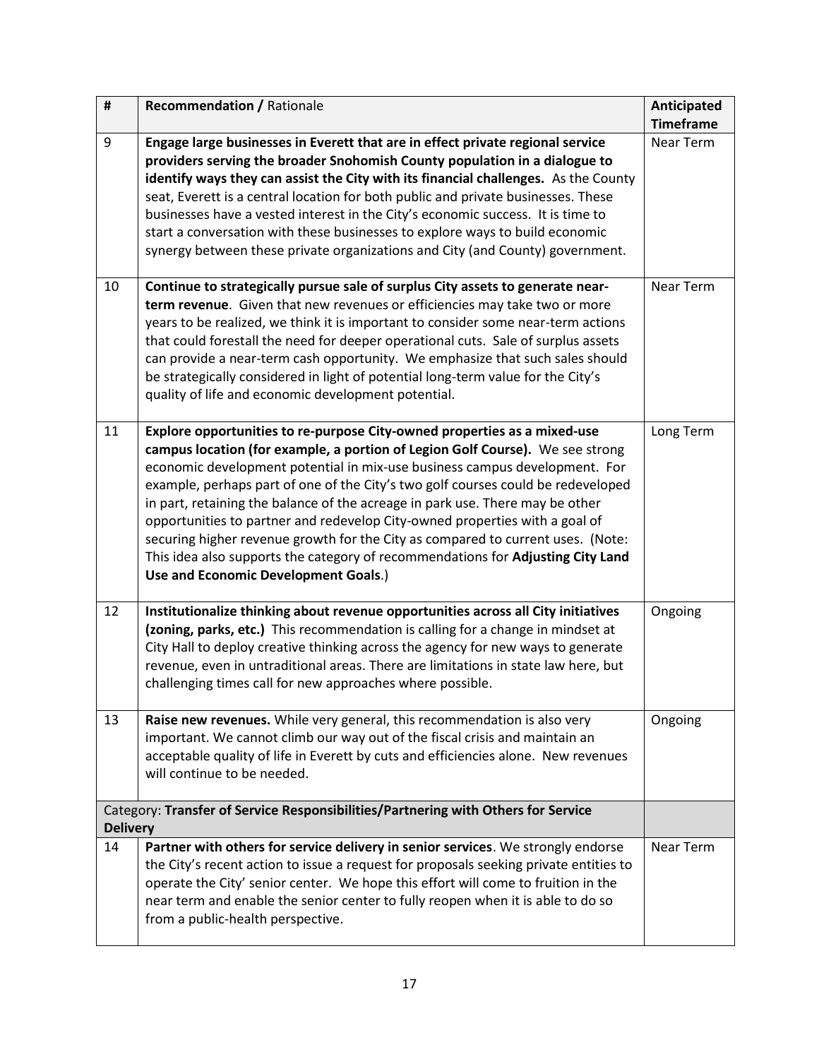| # | **Recommendation /** Rationale | **Anticipated Timeframe** |
|---|---|---|
| 9 | **Engage large businesses in Everett that are in effect private regional service providers serving the broader Snohomish County population in a dialogue to identify ways they can assist the City with its financial challenges.** As the County seat, Everett is a central location for both public and private businesses. These businesses have a vested interest in the City's economic success. It is time to start a conversation with these businesses to explore ways to build economic synergy between these private organizations and City (and County) government. | Near Term |
| 10 | **Continue to strategically pursue sale of surplus City assets to generate near-term revenue**. Given that new revenues or efficiencies may take two or more years to be realized, we think it is important to consider some near-term actions that could forestall the need for deeper operational cuts. Sale of surplus assets can provide a near-term cash opportunity. We emphasize that such sales should be strategically considered in light of potential long-term value for the City's quality of life and economic development potential. | Near Term |
| 11 | **Explore opportunities to re-purpose City-owned properties as a mixed-use campus location (for example, a portion of Legion Golf Course).** We see strong economic development potential in mix-use business campus development. For example, perhaps part of one of the City's two golf courses could be redeveloped in part, retaining the balance of the acreage in park use. There may be other opportunities to partner and redevelop City-owned properties with a goal of securing higher revenue growth for the City as compared to current uses. (Note: This idea also supports the category of recommendations for **Adjusting City Land Use and Economic Development Goals**.) | Long Term |
| 12 | **Institutionalize thinking about revenue opportunities across all City initiatives (zoning, parks, etc.)** This recommendation is calling for a change in mindset at City Hall to deploy creative thinking across the agency for new ways to generate revenue, even in untraditional areas. There are limitations in state law here, but challenging times call for new approaches where possible. | Ongoing |
| 13 | **Raise new revenues.** While very general, this recommendation is also very important. We cannot climb our way out of the fiscal crisis and maintain an acceptable quality of life in Everett by cuts and efficiencies alone. New revenues will continue to be needed. | Ongoing |
| Category: **Transfer of Service Responsibilities/Partnering with Others for Service Delivery** | | |
| 14 | **Partner with others for service delivery in senior services**. We strongly endorse the City's recent action to issue a request for proposals seeking private entities to operate the City' senior center. We hope this effort will come to fruition in the near term and enable the senior center to fully reopen when it is able to do so from a public-health perspective. | Near Term |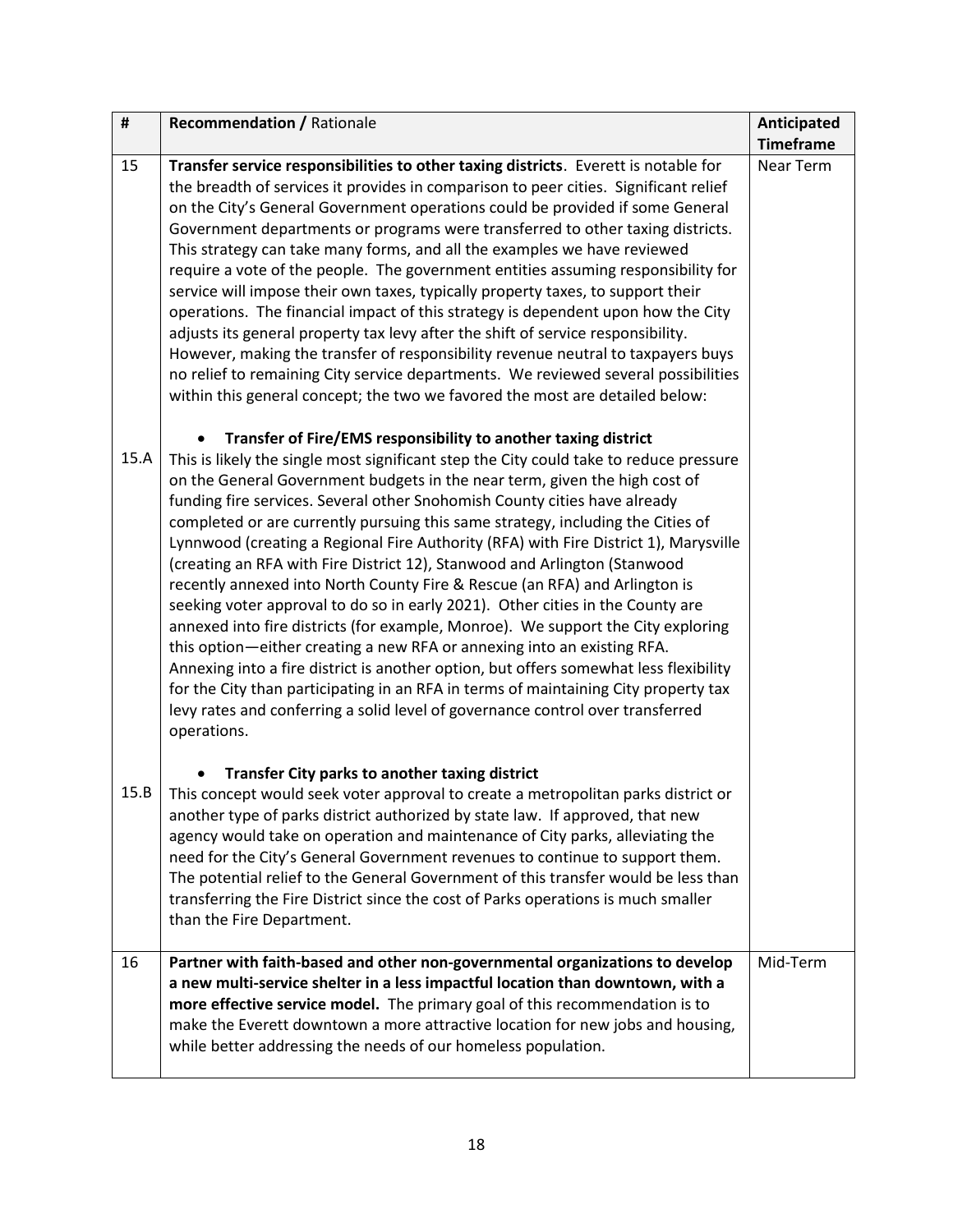| # | **Recommendation /** Rationale | **Anticipated Timeframe** |
|---|---|---|
| 15 | **Transfer service responsibilities to other taxing districts**. Everett is notable for the breadth of services it provides in comparison to peer cities. Significant relief on the City's General Government operations could be provided if some General Government departments or programs were transferred to other taxing districts. This strategy can take many forms, and all the examples we have reviewed require a vote of the people. The government entities assuming responsibility for service will impose their own taxes, typically property taxes, to support their operations. The financial impact of this strategy is dependent upon how the City adjusts its general property tax levy after the shift of service responsibility. However, making the transfer of responsibility revenue neutral to taxpayers buys no relief to remaining City service departments. We reviewed several possibilities within this general concept; the two we favored the most are detailed below: | Near Term |
| 15.A | • **Transfer of Fire/EMS responsibility to another taxing district**<br>This is likely the single most significant step the City could take to reduce pressure on the General Government budgets in the near term, given the high cost of funding fire services. Several other Snohomish County cities have already completed or are currently pursuing this same strategy, including the Cities of Lynnwood (creating a Regional Fire Authority (RFA) with Fire District 1), Marysville (creating an RFA with Fire District 12), Stanwood and Arlington (Stanwood recently annexed into North County Fire & Rescue (an RFA) and Arlington is seeking voter approval to do so in early 2021). Other cities in the County are annexed into fire districts (for example, Monroe). We support the City exploring this option—either creating a new RFA or annexing into an existing RFA. Annexing into a fire district is another option, but offers somewhat less flexibility for the City than participating in an RFA in terms of maintaining City property tax levy rates and conferring a solid level of governance control over transferred operations. | |
| 15.B | • **Transfer City parks to another taxing district**<br>This concept would seek voter approval to create a metropolitan parks district or another type of parks district authorized by state law. If approved, that new agency would take on operation and maintenance of City parks, alleviating the need for the City's General Government revenues to continue to support them. The potential relief to the General Government of this transfer would be less than transferring the Fire District since the cost of Parks operations is much smaller than the Fire Department. | |
| 16 | **Partner with faith-based and other non-governmental organizations to develop a new multi-service shelter in a less impactful location than downtown, with a more effective service model.** The primary goal of this recommendation is to make the Everett downtown a more attractive location for new jobs and housing, while better addressing the needs of our homeless population. | Mid-Term |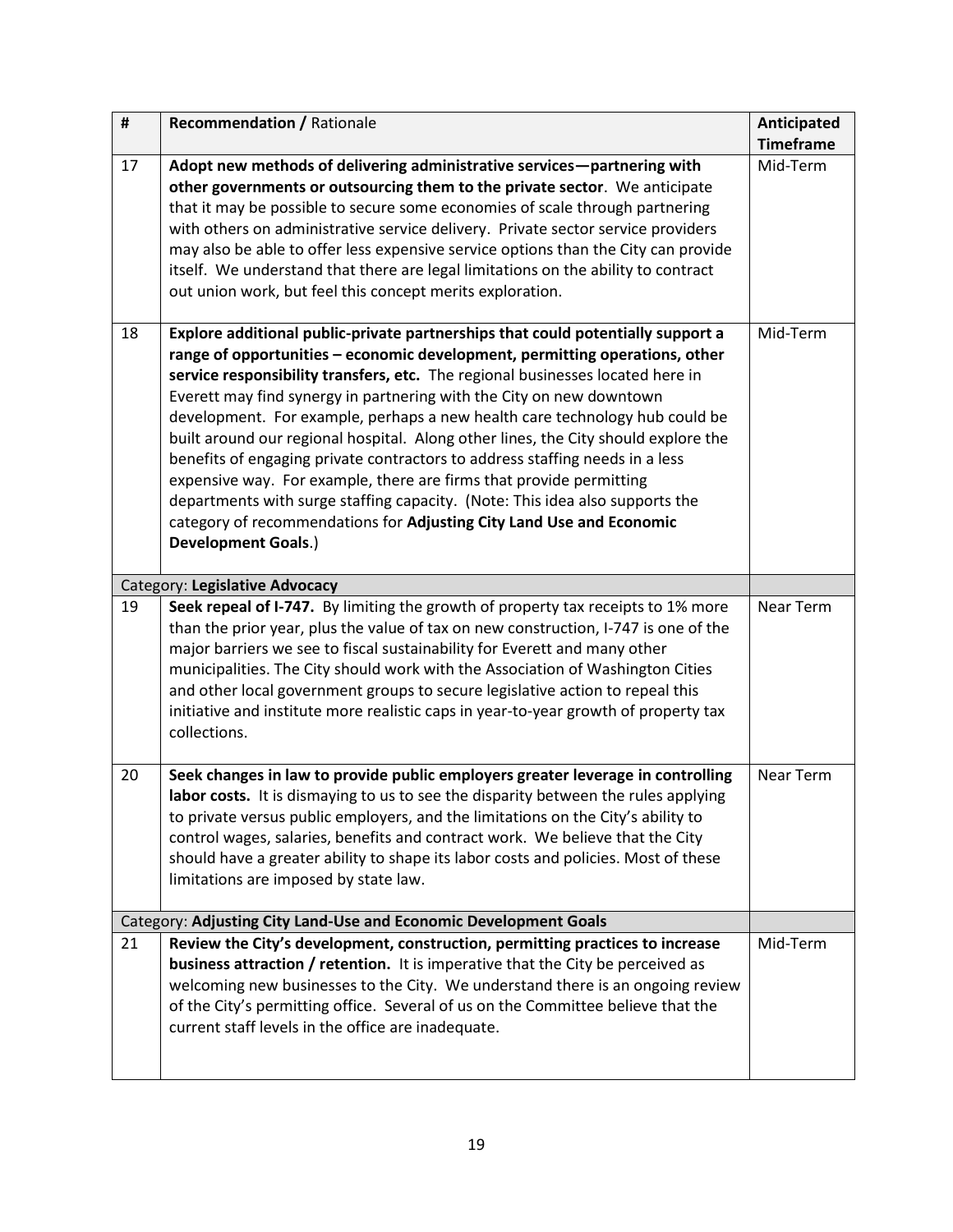| # | **Recommendation /** Rationale | **Anticipated Timeframe** |
|---|---|---|
| 17 | **Adopt new methods of delivering administrative services—partnering with other governments or outsourcing them to the private sector**. We anticipate that it may be possible to secure some economies of scale through partnering with others on administrative service delivery. Private sector service providers may also be able to offer less expensive service options than the City can provide itself. We understand that there are legal limitations on the ability to contract out union work, but feel this concept merits exploration. | Mid-Term |
| 18 | **Explore additional public-private partnerships that could potentially support a range of opportunities – economic development, permitting operations, other service responsibility transfers, etc.** The regional businesses located here in Everett may find synergy in partnering with the City on new downtown development. For example, perhaps a new health care technology hub could be built around our regional hospital. Along other lines, the City should explore the benefits of engaging private contractors to address staffing needs in a less expensive way. For example, there are firms that provide permitting departments with surge staffing capacity. (Note: This idea also supports the category of recommendations for **Adjusting City Land Use and Economic Development Goals**.) | Mid-Term |
| | Category: **Legislative Advocacy** | |
| 19 | **Seek repeal of I-747.** By limiting the growth of property tax receipts to 1% more than the prior year, plus the value of tax on new construction, I-747 is one of the major barriers we see to fiscal sustainability for Everett and many other municipalities. The City should work with the Association of Washington Cities and other local government groups to secure legislative action to repeal this initiative and institute more realistic caps in year-to-year growth of property tax collections. | Near Term |
| 20 | **Seek changes in law to provide public employers greater leverage in controlling labor costs.** It is dismaying to us to see the disparity between the rules applying to private versus public employers, and the limitations on the City's ability to control wages, salaries, benefits and contract work. We believe that the City should have a greater ability to shape its labor costs and policies. Most of these limitations are imposed by state law. | Near Term |
| | Category: **Adjusting City Land-Use and Economic Development Goals** | |
| 21 | **Review the City's development, construction, permitting practices to increase business attraction / retention.** It is imperative that the City be perceived as welcoming new businesses to the City. We understand there is an ongoing review of the City's permitting office. Several of us on the Committee believe that the current staff levels in the office are inadequate. | Mid-Term |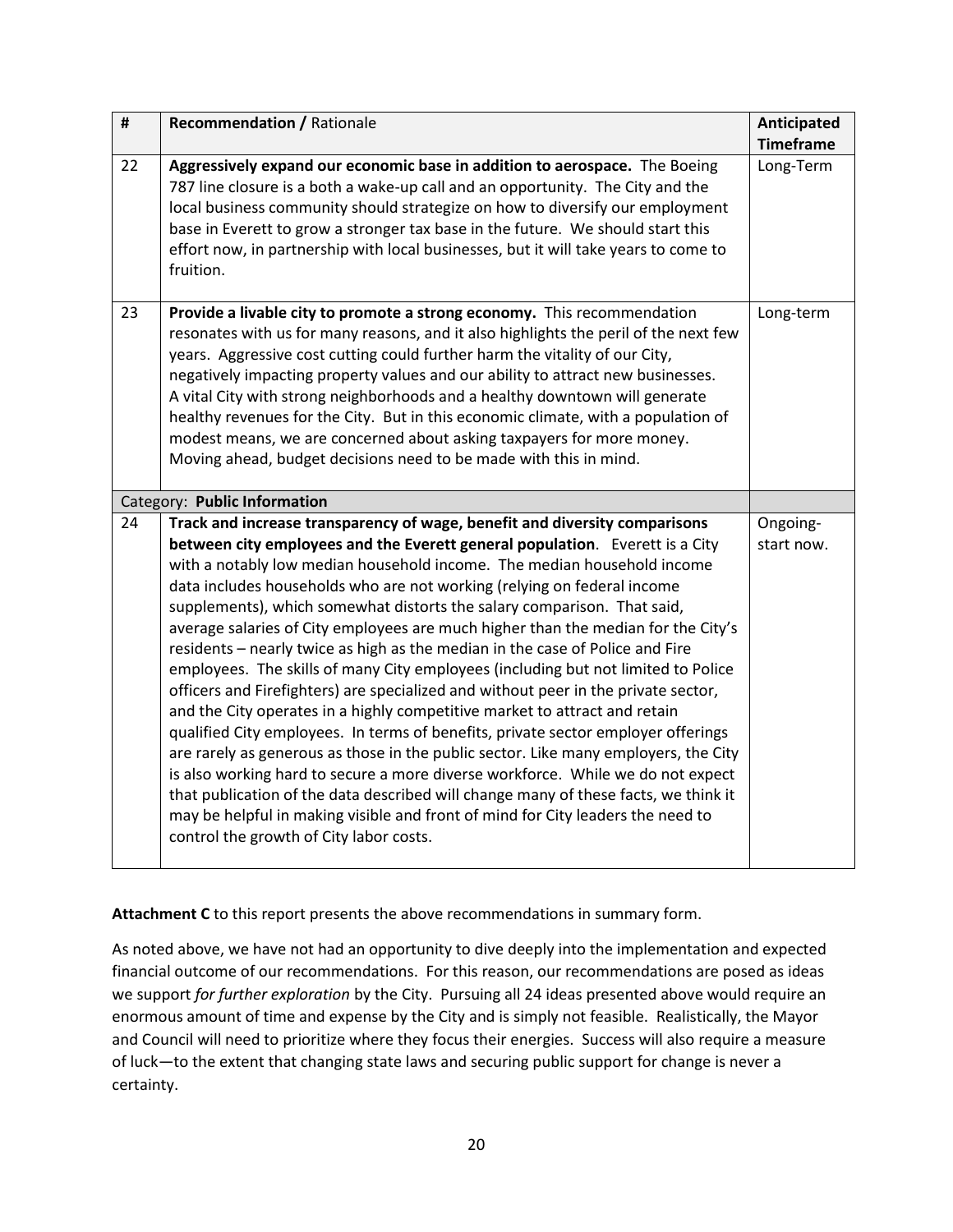| # | **Recommendation /** Rationale | **Anticipated Timeframe** |
|---|---|---|
| 22 | **Aggressively expand our economic base in addition to aerospace.** The Boeing 787 line closure is a both a wake-up call and an opportunity. The City and the local business community should strategize on how to diversify our employment base in Everett to grow a stronger tax base in the future. We should start this effort now, in partnership with local businesses, but it will take years to come to fruition. | Long-Term |
| 23 | **Provide a livable city to promote a strong economy.** This recommendation resonates with us for many reasons, and it also highlights the peril of the next few years. Aggressive cost cutting could further harm the vitality of our City, negatively impacting property values and our ability to attract new businesses. A vital City with strong neighborhoods and a healthy downtown will generate healthy revenues for the City. But in this economic climate, with a population of modest means, we are concerned about asking taxpayers for more money. Moving ahead, budget decisions need to be made with this in mind. | Long-term |
| | Category: **Public Information** | |
| 24 | **Track and increase transparency of wage, benefit and diversity comparisons between city employees and the Everett general population**. Everett is a City with a notably low median household income. The median household income data includes households who are not working (relying on federal income supplements), which somewhat distorts the salary comparison. That said, average salaries of City employees are much higher than the median for the City's residents – nearly twice as high as the median in the case of Police and Fire employees. The skills of many City employees (including but not limited to Police officers and Firefighters) are specialized and without peer in the private sector, and the City operates in a highly competitive market to attract and retain qualified City employees. In terms of benefits, private sector employer offerings are rarely as generous as those in the public sector. Like many employers, the City is also working hard to secure a more diverse workforce. While we do not expect that publication of the data described will change many of these facts, we think it may be helpful in making visible and front of mind for City leaders the need to control the growth of City labor costs. | Ongoing-start now. |

**Attachment C** to this report presents the above recommendations in summary form.

As noted above, we have not had an opportunity to dive deeply into the implementation and expected financial outcome of our recommendations. For this reason, our recommendations are posed as ideas we support *for further exploration* by the City. Pursuing all 24 ideas presented above would require an enormous amount of time and expense by the City and is simply not feasible. Realistically, the Mayor and Council will need to prioritize where they focus their energies. Success will also require a measure of luck—to the extent that changing state laws and securing public support for change is never a certainty.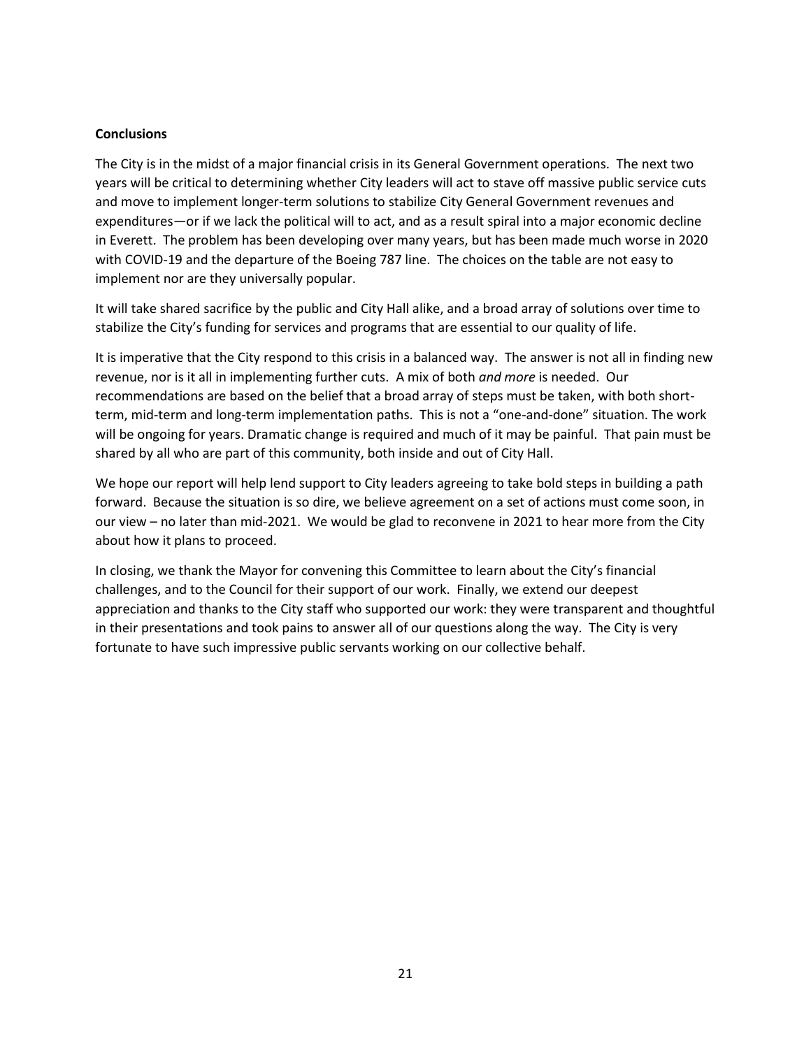**Conclusions**

The City is in the midst of a major financial crisis in its General Government operations. The next two years will be critical to determining whether City leaders will act to stave off massive public service cuts and move to implement longer-term solutions to stabilize City General Government revenues and expenditures—or if we lack the political will to act, and as a result spiral into a major economic decline in Everett. The problem has been developing over many years, but has been made much worse in 2020 with COVID-19 and the departure of the Boeing 787 line. The choices on the table are not easy to implement nor are they universally popular.

It will take shared sacrifice by the public and City Hall alike, and a broad array of solutions over time to stabilize the City's funding for services and programs that are essential to our quality of life.

It is imperative that the City respond to this crisis in a balanced way. The answer is not all in finding new revenue, nor is it all in implementing further cuts. A mix of both *and more* is needed. Our recommendations are based on the belief that a broad array of steps must be taken, with both short-term, mid-term and long-term implementation paths. This is not a "one-and-done" situation. The work will be ongoing for years. Dramatic change is required and much of it may be painful. That pain must be shared by all who are part of this community, both inside and out of City Hall.

We hope our report will help lend support to City leaders agreeing to take bold steps in building a path forward. Because the situation is so dire, we believe agreement on a set of actions must come soon, in our view – no later than mid-2021. We would be glad to reconvene in 2021 to hear more from the City about how it plans to proceed.

In closing, we thank the Mayor for convening this Committee to learn about the City's financial challenges, and to the Council for their support of our work. Finally, we extend our deepest appreciation and thanks to the City staff who supported our work: they were transparent and thoughtful in their presentations and took pains to answer all of our questions along the way. The City is very fortunate to have such impressive public servants working on our collective behalf.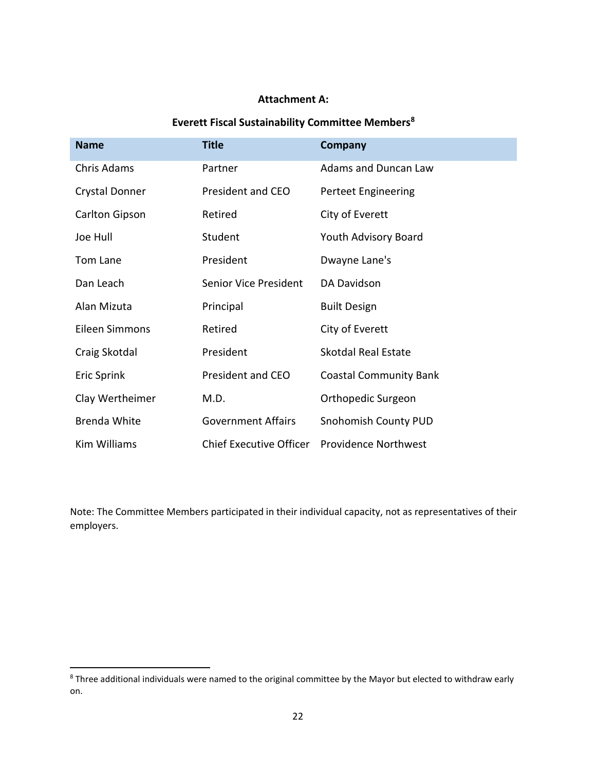**Attachment A:**

**Everett Fiscal Sustainability Committee Members**[8]

| Name | Title | Company |
| --- | --- | --- |
| Chris Adams | Partner | Adams and Duncan Law |
| Crystal Donner | President and CEO | Perteet Engineering |
| Carlton Gipson | Retired | City of Everett |
| Joe Hull | Student | Youth Advisory Board |
| Tom Lane | President | Dwayne Lane's |
| Dan Leach | Senior Vice President | DA Davidson |
| Alan Mizuta | Principal | Built Design |
| Eileen Simmons | Retired | City of Everett |
| Craig Skotdal | President | Skotdal Real Estate |
| Eric Sprink | President and CEO | Coastal Community Bank |
| Clay Wertheimer | M.D. | Orthopedic Surgeon |
| Brenda White | Government Affairs | Snohomish County PUD |
| Kim Williams | Chief Executive Officer | Providence Northwest |

Note: The Committee Members participated in their individual capacity, not as representatives of their employers.

[8] Three additional individuals were named to the original committee by the Mayor but elected to withdraw early on.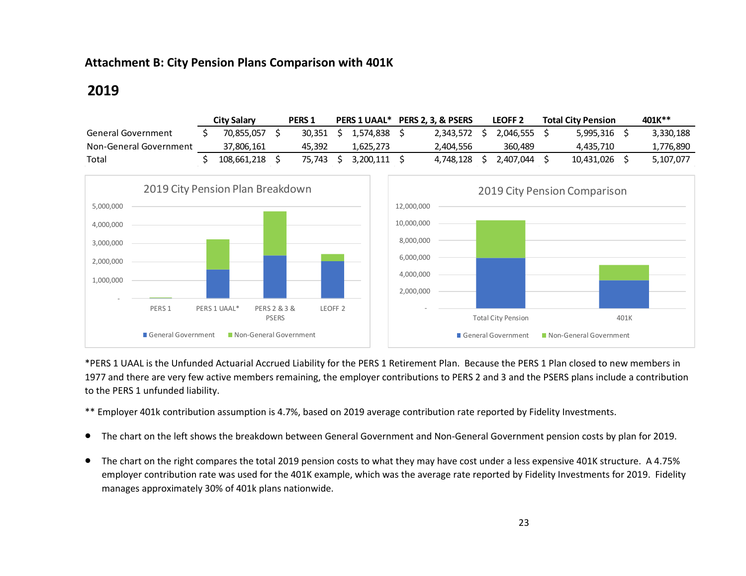## Attachment B: City Pension Plans Comparison with 401K

## 2019

| | City Salary | PERS 1 | PERS 1 UAAL* | PERS 2, 3, & PSERS | LEOFF 2 | Total City Pension | 401K** |
|---|---|---|---|---|---|---|---|
| General Government | $ 70,855,057 | $ 30,351 | $ 1,574,838 | $ 2,343,572 | $ 2,046,555 | $ 5,995,316 | $ 3,330,188 |
| Non-General Government | 37,806,161 | 45,392 | 1,625,273 | 2,404,556 | 360,489 | 4,435,710 | 1,776,890 |
| Total | $ 108,661,218 | $ 75,743 | $ 3,200,111 | $ 4,748,128 | $ 2,407,044 | $ 10,431,026 | $ 5,107,077 |

*PERS 1 UAAL is the Unfunded Actuarial Accrued Liability for the PERS 1 Retirement Plan. Because the PERS 1 Plan closed to new members in 1977 and there are very few active members remaining, the employer contributions to PERS 2 and 3 and the PSERS plans include a contribution to the PERS 1 unfunded liability.

** Employer 401k contribution assumption is 4.7%, based on 2019 average contribution rate reported by Fidelity Investments.

- The chart on the left shows the breakdown between General Government and Non-General Government pension costs by plan for 2019.
- The chart on the right compares the total 2019 pension costs to what they may have cost under a less expensive 401K structure. A 4.75% employer contribution rate was used for the 401K example, which was the average rate reported by Fidelity Investments for 2019. Fidelity manages approximately 30% of 401k plans nationwide.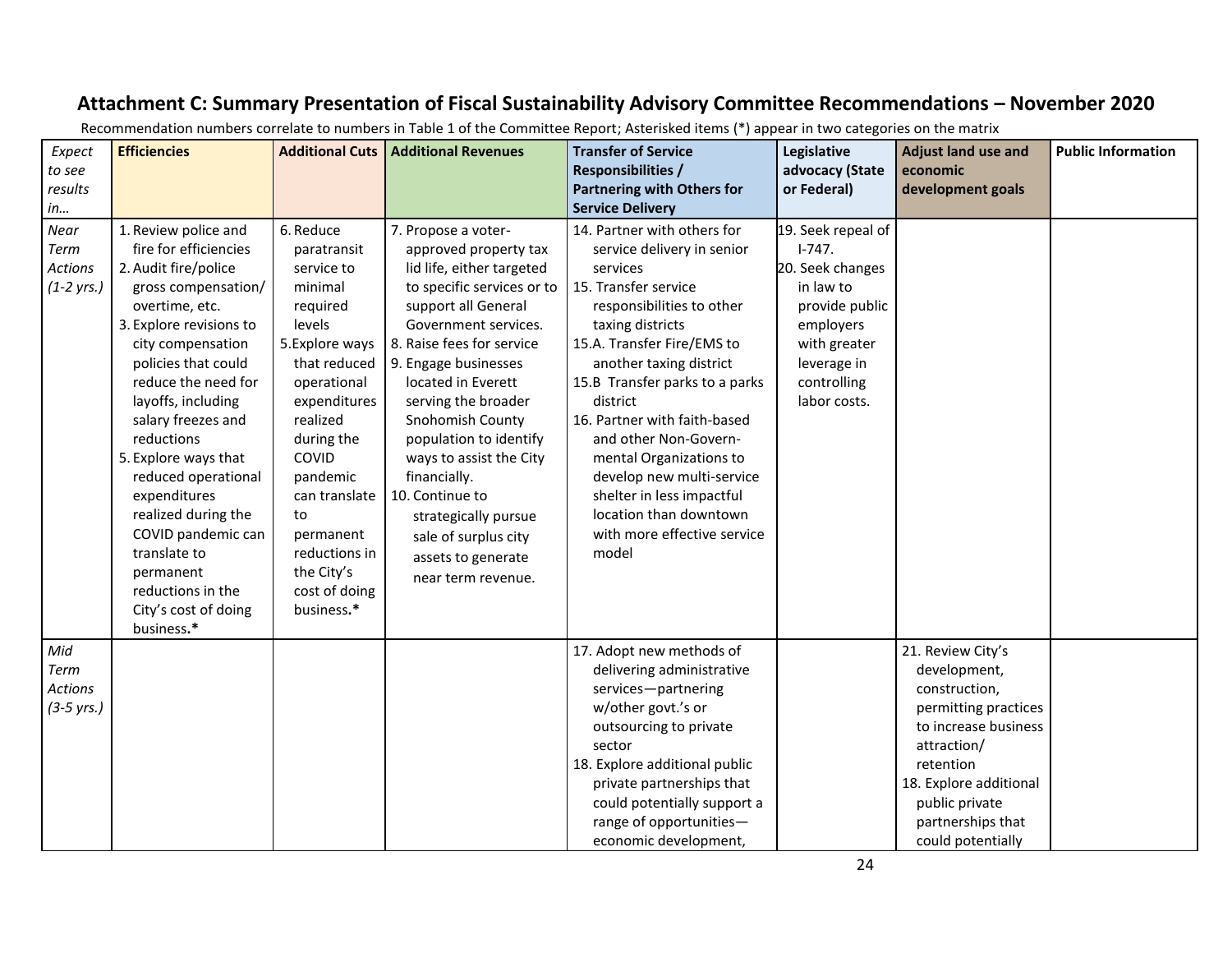# Attachment C: Summary Presentation of Fiscal Sustainability Advisory Committee Recommendations – November 2020

Recommendation numbers correlate to numbers in Table 1 of the Committee Report; Asterisked items (*) appear in two categories on the matrix

| *Expect to see results in…* | **Efficiencies** | **Additional Cuts** | **Additional Revenues** | **Transfer of Service Responsibilities / Partnering with Others for Service Delivery** | **Legislative advocacy (State or Federal)** | **Adjust land use and economic development goals** | **Public Information** |
|---|---|---|---|---|---|---|---|
| *Near Term Actions (1-2 yrs.)* | 1. Review police and fire for efficiencies<br>2. Audit fire/police gross compensation/ overtime, etc.<br>3. Explore revisions to city compensation policies that could reduce the need for layoffs, including salary freezes and reductions<br>5. Explore ways that reduced operational expenditures realized during the COVID pandemic can translate to permanent reductions in the City's cost of doing business.* | 6. Reduce paratransit service to minimal required levels<br>5. Explore ways that reduced operational expenditures realized during the COVID pandemic can translate to permanent reductions in the City's cost of doing business.* | 7. Propose a voter-approved property tax lid life, either targeted to specific services or to support all General Government services.<br>8. Raise fees for service<br>9. Engage businesses located in Everett serving the broader Snohomish County population to identify ways to assist the City financially.<br>10. Continue to strategically pursue sale of surplus city assets to generate near term revenue. | 14. Partner with others for service delivery in senior services<br>15. Transfer service responsibilities to other taxing districts<br>15.A. Transfer Fire/EMS to another taxing district<br>15.B Transfer parks to a parks district<br>16. Partner with faith-based and other Non-Governmental Organizations to develop new multi-service shelter in less impactful location than downtown with more effective service model | 19. Seek repeal of I-747.<br>20. Seek changes in law to provide public employers with greater leverage in controlling labor costs. | | |
| *Mid Term Actions (3-5 yrs.)* | | | | 17. Adopt new methods of delivering administrative services—partnering w/other govt.'s or outsourcing to private sector<br>18. Explore additional public private partnerships that could potentially support a range of opportunities—economic development, | | 21. Review City's development, construction, permitting practices to increase business attraction/ retention<br>18. Explore additional public private partnerships that could potentially | |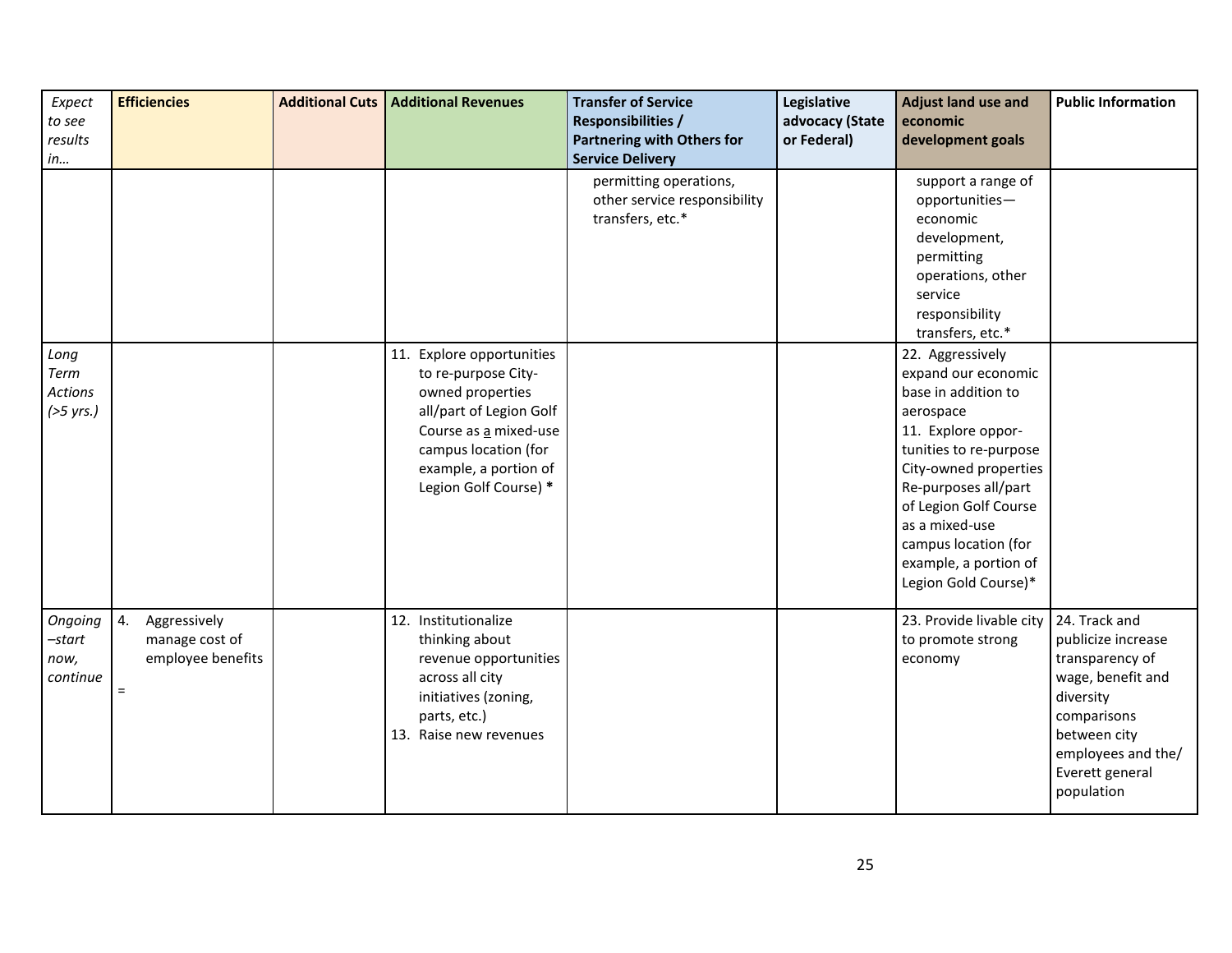| *Expect to see results in…* | **Efficiencies** | **Additional Cuts** | **Additional Revenues** | **Transfer of Service Responsibilities / Partnering with Others for Service Delivery** | **Legislative advocacy (State or Federal)** | **Adjust land use and economic development goals** | **Public Information** |
|---|---|---|---|---|---|---|---|
| | | | | permitting operations, other service responsibility transfers, etc.* | | support a range of opportunities—economic development, permitting operations, other service responsibility transfers, etc.* | |
| *Long Term Actions (>5 yrs.)* | | | 11. Explore opportunities to re-purpose City-owned properties all/part of Legion Golf Course as a mixed-use campus location (for example, a portion of Legion Golf Course) **\*** | | | 22. Aggressively expand our economic base in addition to aerospace<br>11. Explore opportunities to re-purpose City-owned properties Re-purposes all/part of Legion Golf Course as a mixed-use campus location (for example, a portion of Legion Gold Course)* | |
| *Ongoing –start now, continue* | 4. Aggressively manage cost of employee benefits<br>= | | 12. Institutionalize thinking about revenue opportunities across all city initiatives (zoning, parts, etc.)<br>13. Raise new revenues | | | 23. Provide livable city to promote strong economy | 24. Track and publicize increase transparency of wage, benefit and diversity comparisons between city employees and the/ Everett general population |